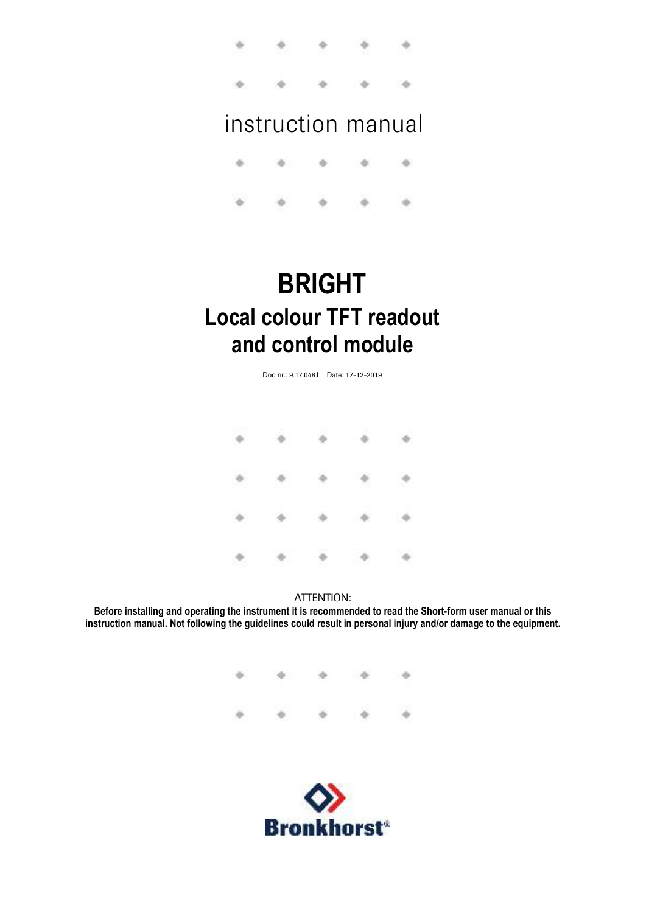instruction manual

# BRIGHT

## Local colour TFT readout and control module

Doc nr.: 9.17.048J    Date: 17-12-2019

ATTENTION:

**Before installing and operating the instrument it is recommended to read the Short-form user manual or this instruction manual. Not following the guidelines could result in personal injury and/or damage to the equipment.**

Bronkhorst®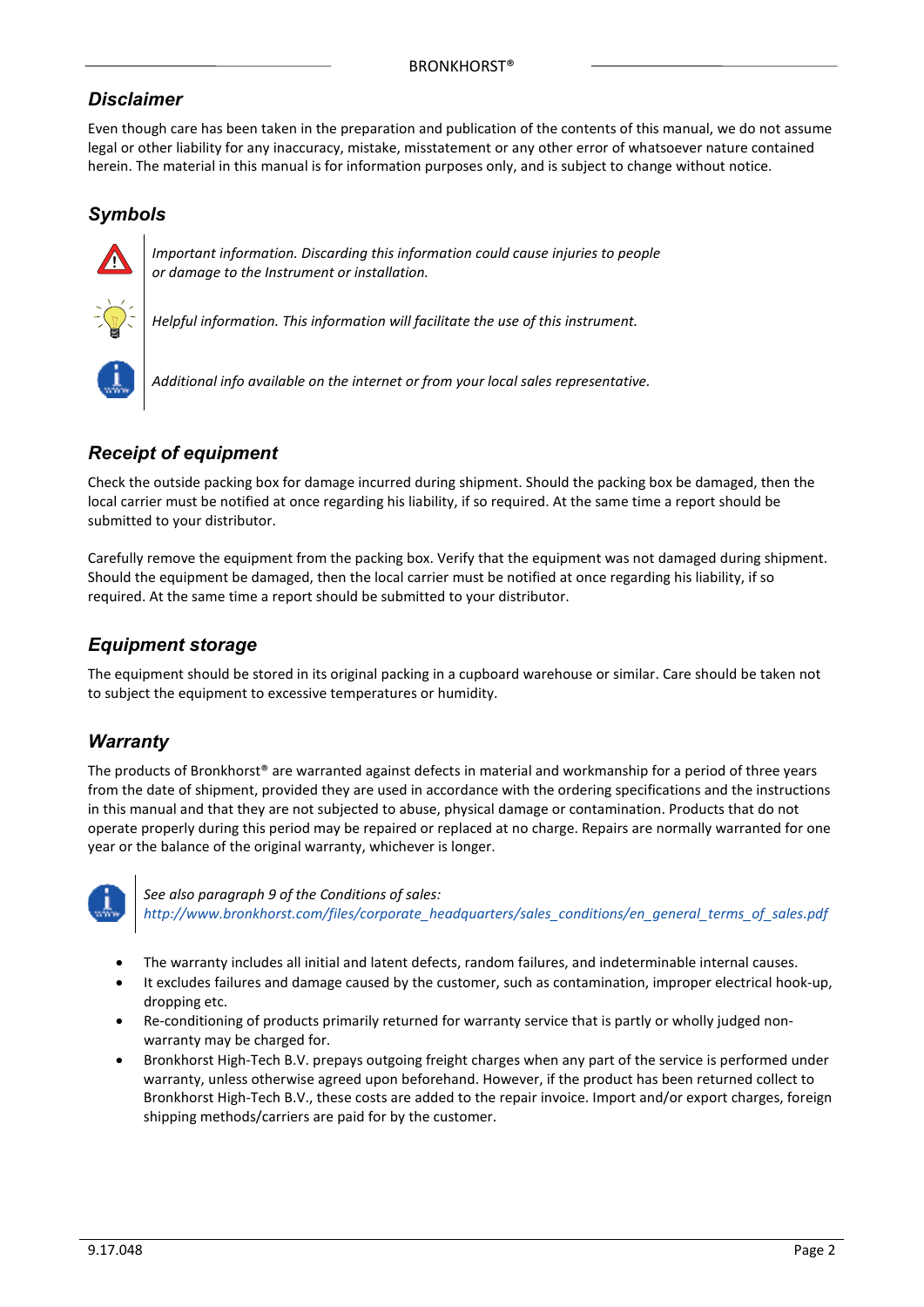## *Disclaimer*

Even though care has been taken in the preparation and publication of the contents of this manual, we do not assume legal or other liability for any inaccuracy, mistake, misstatement or any other error of whatsoever nature contained herein. The material in this manual is for information purposes only, and is subject to change without notice.

## *Symbols*

*Important information. Discarding this information could cause injuries to people or damage to the Instrument or installation.*

*Helpful information. This information will facilitate the use of this instrument.*

*Additional info available on the internet or from your local sales representative.*

## *Receipt of equipment*

Check the outside packing box for damage incurred during shipment. Should the packing box be damaged, then the local carrier must be notified at once regarding his liability, if so required. At the same time a report should be submitted to your distributor.

Carefully remove the equipment from the packing box. Verify that the equipment was not damaged during shipment. Should the equipment be damaged, then the local carrier must be notified at once regarding his liability, if so required. At the same time a report should be submitted to your distributor.

## *Equipment storage*

The equipment should be stored in its original packing in a cupboard warehouse or similar. Care should be taken not to subject the equipment to excessive temperatures or humidity.

## *Warranty*

The products of Bronkhorst® are warranted against defects in material and workmanship for a period of three years from the date of shipment, provided they are used in accordance with the ordering specifications and the instructions in this manual and that they are not subjected to abuse, physical damage or contamination. Products that do not operate properly during this period may be repaired or replaced at no charge. Repairs are normally warranted for one year or the balance of the original warranty, whichever is longer.

*See also paragraph 9 of the Conditions of sales:*
*http://www.bronkhorst.com/files/corporate_headquarters/sales_conditions/en_general_terms_of_sales.pdf*

- The warranty includes all initial and latent defects, random failures, and indeterminable internal causes.
- It excludes failures and damage caused by the customer, such as contamination, improper electrical hook-up, dropping etc.
- Re-conditioning of products primarily returned for warranty service that is partly or wholly judged non-warranty may be charged for.
- Bronkhorst High-Tech B.V. prepays outgoing freight charges when any part of the service is performed under warranty, unless otherwise agreed upon beforehand. However, if the product has been returned collect to Bronkhorst High-Tech B.V., these costs are added to the repair invoice. Import and/or export charges, foreign shipping methods/carriers are paid for by the customer.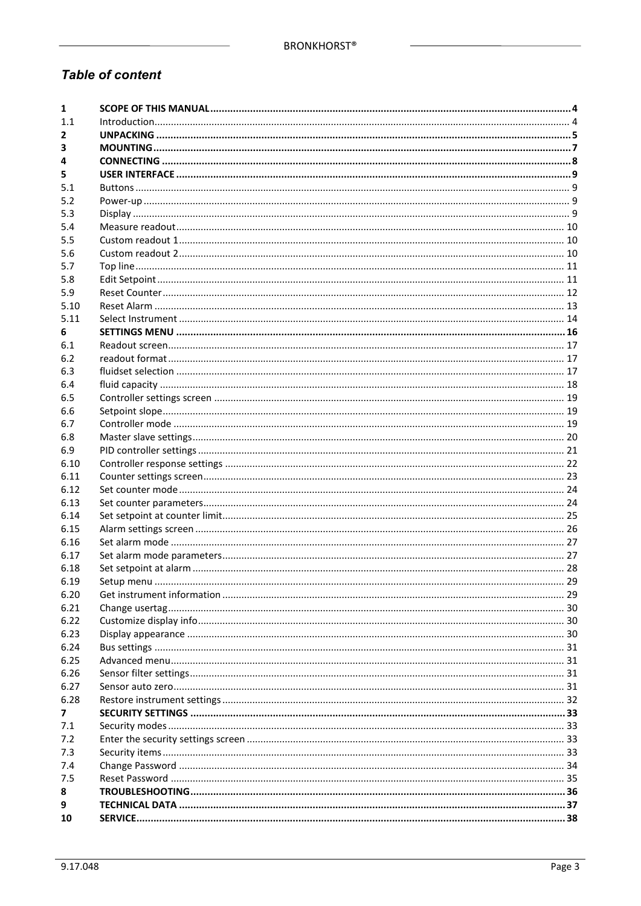## *Table of content*

| | | |
|---|---|---|
| **1** | **SCOPE OF THIS MANUAL** | **4** |
| 1.1 | Introduction | 4 |
| **2** | **UNPACKING** | **5** |
| **3** | **MOUNTING** | **7** |
| **4** | **CONNECTING** | **8** |
| **5** | **USER INTERFACE** | **9** |
| 5.1 | Buttons | 9 |
| 5.2 | Power-up | 9 |
| 5.3 | Display | 9 |
| 5.4 | Measure readout | 10 |
| 5.5 | Custom readout 1 | 10 |
| 5.6 | Custom readout 2 | 10 |
| 5.7 | Top line | 11 |
| 5.8 | Edit Setpoint | 11 |
| 5.9 | Reset Counter | 12 |
| 5.10 | Reset Alarm | 13 |
| 5.11 | Select Instrument | 14 |
| **6** | **SETTINGS MENU** | **16** |
| 6.1 | Readout screen | 17 |
| 6.2 | readout format | 17 |
| 6.3 | fluidset selection | 17 |
| 6.4 | fluid capacity | 18 |
| 6.5 | Controller settings screen | 19 |
| 6.6 | Setpoint slope | 19 |
| 6.7 | Controller mode | 19 |
| 6.8 | Master slave settings | 20 |
| 6.9 | PID controller settings | 21 |
| 6.10 | Controller response settings | 22 |
| 6.11 | Counter settings screen | 23 |
| 6.12 | Set counter mode | 24 |
| 6.13 | Set counter parameters | 24 |
| 6.14 | Set setpoint at counter limit | 25 |
| 6.15 | Alarm settings screen | 26 |
| 6.16 | Set alarm mode | 27 |
| 6.17 | Set alarm mode parameters | 27 |
| 6.18 | Set setpoint at alarm | 28 |
| 6.19 | Setup menu | 29 |
| 6.20 | Get instrument information | 29 |
| 6.21 | Change usertag | 30 |
| 6.22 | Customize display info | 30 |
| 6.23 | Display appearance | 30 |
| 6.24 | Bus settings | 31 |
| 6.25 | Advanced menu | 31 |
| 6.26 | Sensor filter settings | 31 |
| 6.27 | Sensor auto zero | 31 |
| 6.28 | Restore instrument settings | 32 |
| **7** | **SECURITY SETTINGS** | **33** |
| 7.1 | Security modes | 33 |
| 7.2 | Enter the security settings screen | 33 |
| 7.3 | Security items | 33 |
| 7.4 | Change Password | 34 |
| 7.5 | Reset Password | 35 |
| **8** | **TROUBLESHOOTING** | **36** |
| **9** | **TECHNICAL DATA** | **37** |
| **10** | **SERVICE** | **38** |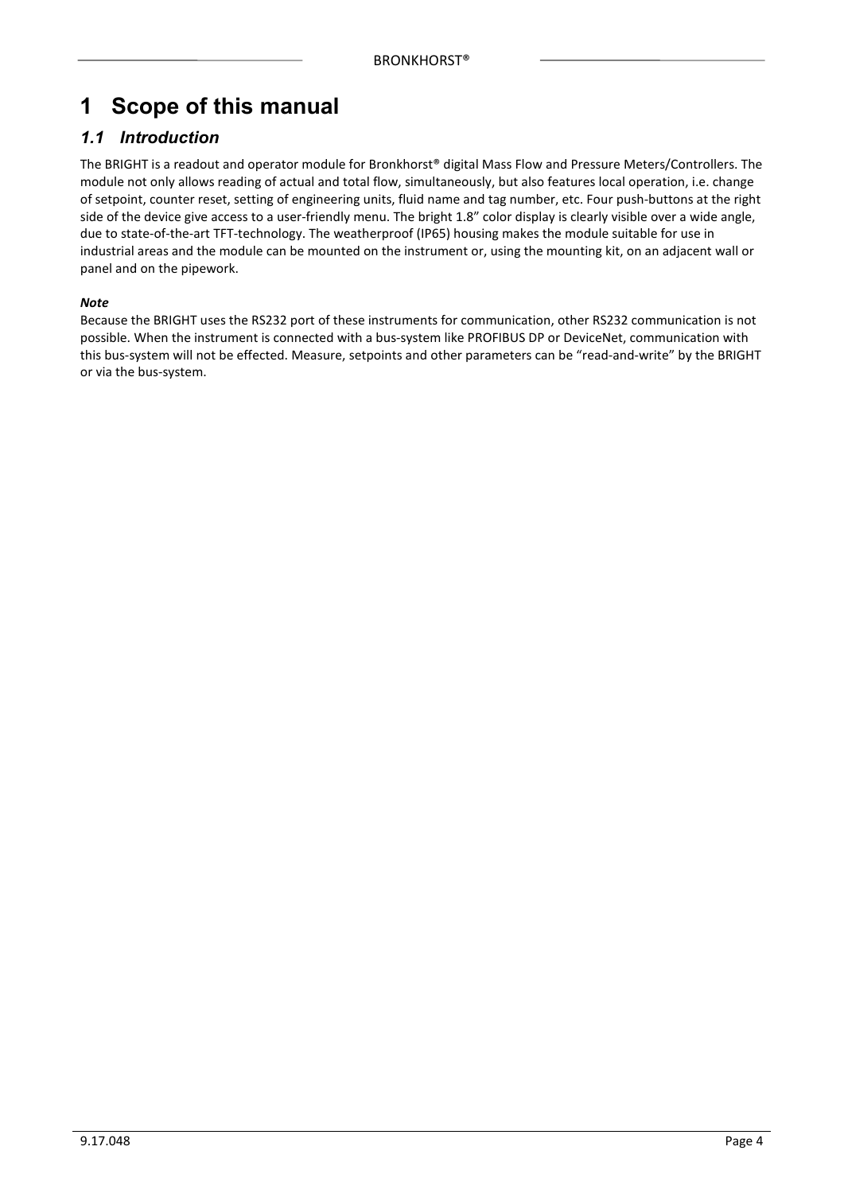# 1 Scope of this manual

## 1.1 Introduction

The BRIGHT is a readout and operator module for Bronkhorst® digital Mass Flow and Pressure Meters/Controllers. The module not only allows reading of actual and total flow, simultaneously, but also features local operation, i.e. change of setpoint, counter reset, setting of engineering units, fluid name and tag number, etc. Four push-buttons at the right side of the device give access to a user-friendly menu. The bright 1.8" color display is clearly visible over a wide angle, due to state-of-the-art TFT-technology. The weatherproof (IP65) housing makes the module suitable for use in industrial areas and the module can be mounted on the instrument or, using the mounting kit, on an adjacent wall or panel and on the pipework.

***Note***

Because the BRIGHT uses the RS232 port of these instruments for communication, other RS232 communication is not possible. When the instrument is connected with a bus-system like PROFIBUS DP or DeviceNet, communication with this bus-system will not be effected. Measure, setpoints and other parameters can be "read-and-write" by the BRIGHT or via the bus-system.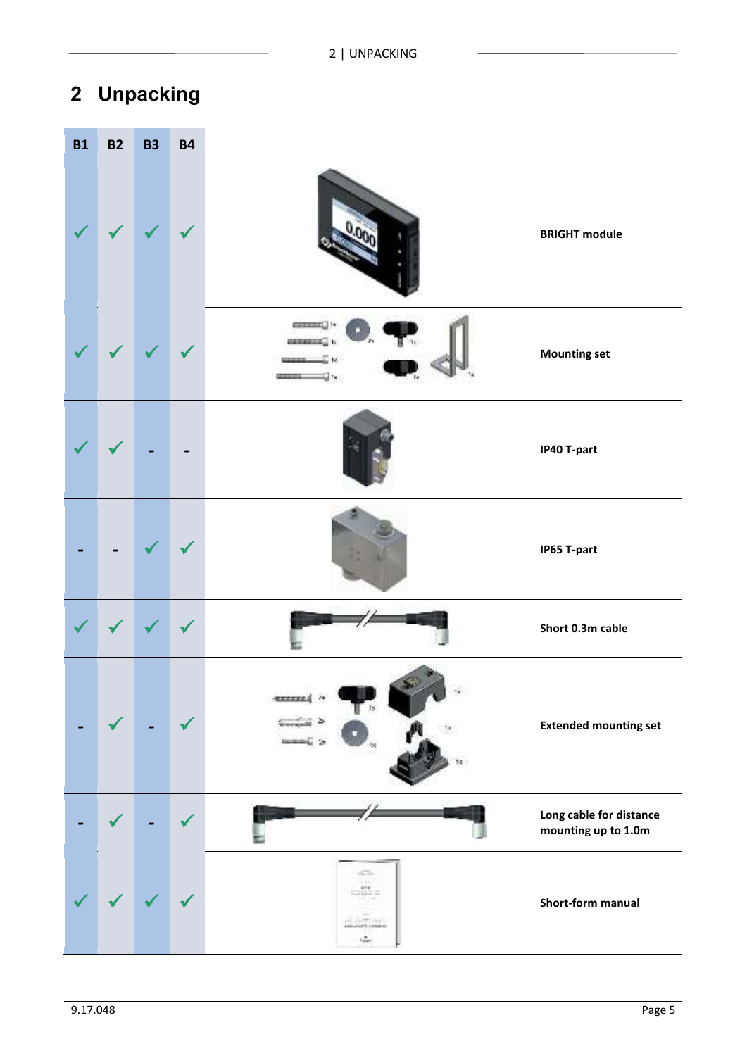# 2 Unpacking

| B1 | B2 | B3 | B4 | | |
|---|---|---|---|---|---|
| ✓ | ✓ | ✓ | ✓ | | **BRIGHT module** |
| ✓ | ✓ | ✓ | ✓ | | **Mounting set** |
| ✓ | ✓ | - | - | | **IP40 T-part** |
| - | - | ✓ | ✓ | | **IP65 T-part** |
| ✓ | ✓ | ✓ | ✓ | | **Short 0.3m cable** |
| - | ✓ | - | ✓ | | **Extended mounting set** |
| - | ✓ | - | ✓ | | **Long cable for distance mounting up to 1.0m** |
| ✓ | ✓ | ✓ | ✓ | | **Short-form manual** |

9.17.048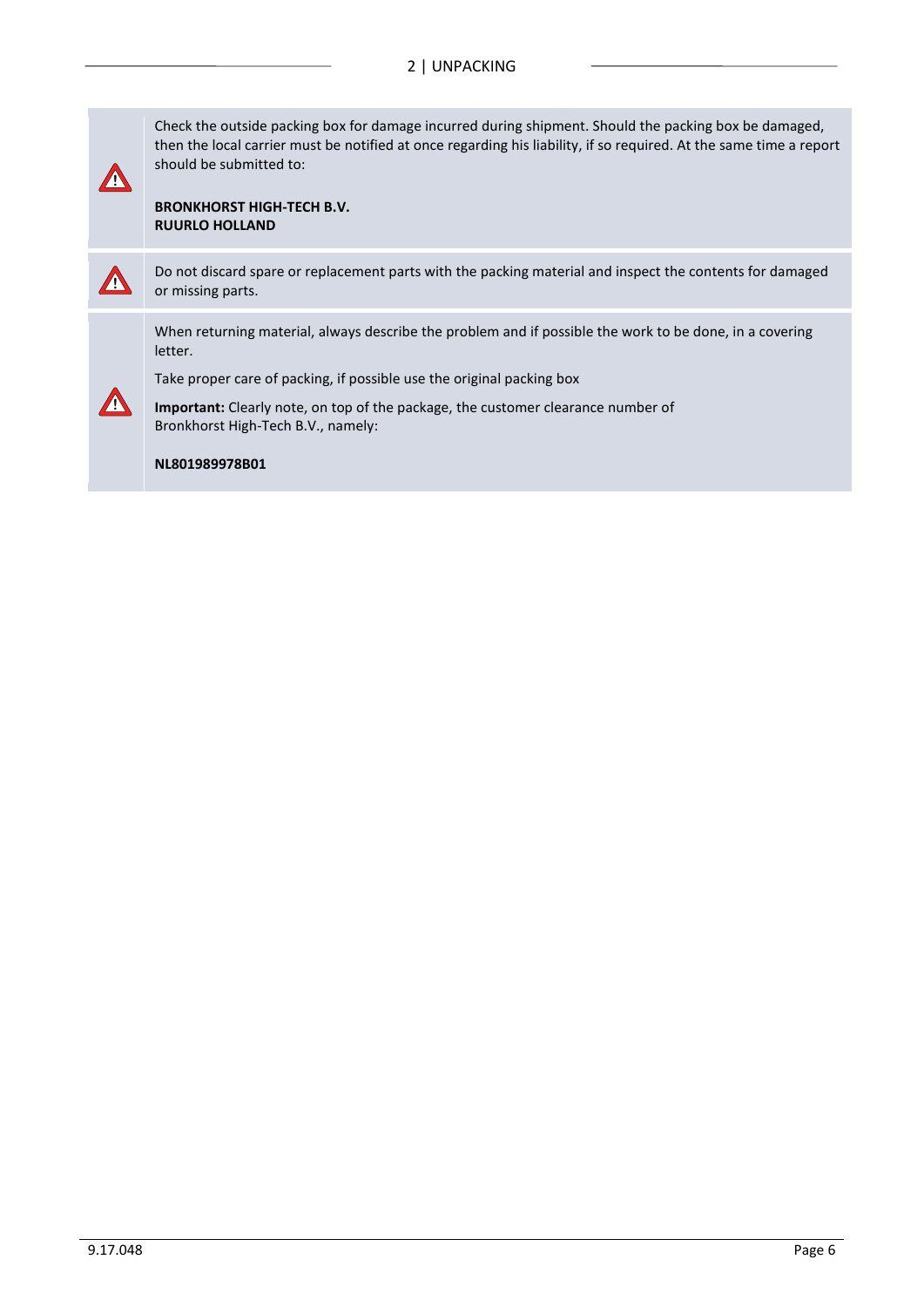# 2 | UNPACKING

⚠ Check the outside packing box for damage incurred during shipment. Should the packing box be damaged, then the local carrier must be notified at once regarding his liability, if so required. At the same time a report should be submitted to:

**BRONKHORST HIGH-TECH B.V.**
**RUURLO HOLLAND**

⚠ Do not discard spare or replacement parts with the packing material and inspect the contents for damaged or missing parts.

⚠ When returning material, always describe the problem and if possible the work to be done, in a covering letter.

Take proper care of packing, if possible use the original packing box

**Important:** Clearly note, on top of the package, the customer clearance number of Bronkhorst High-Tech B.V., namely:

**NL801989978B01**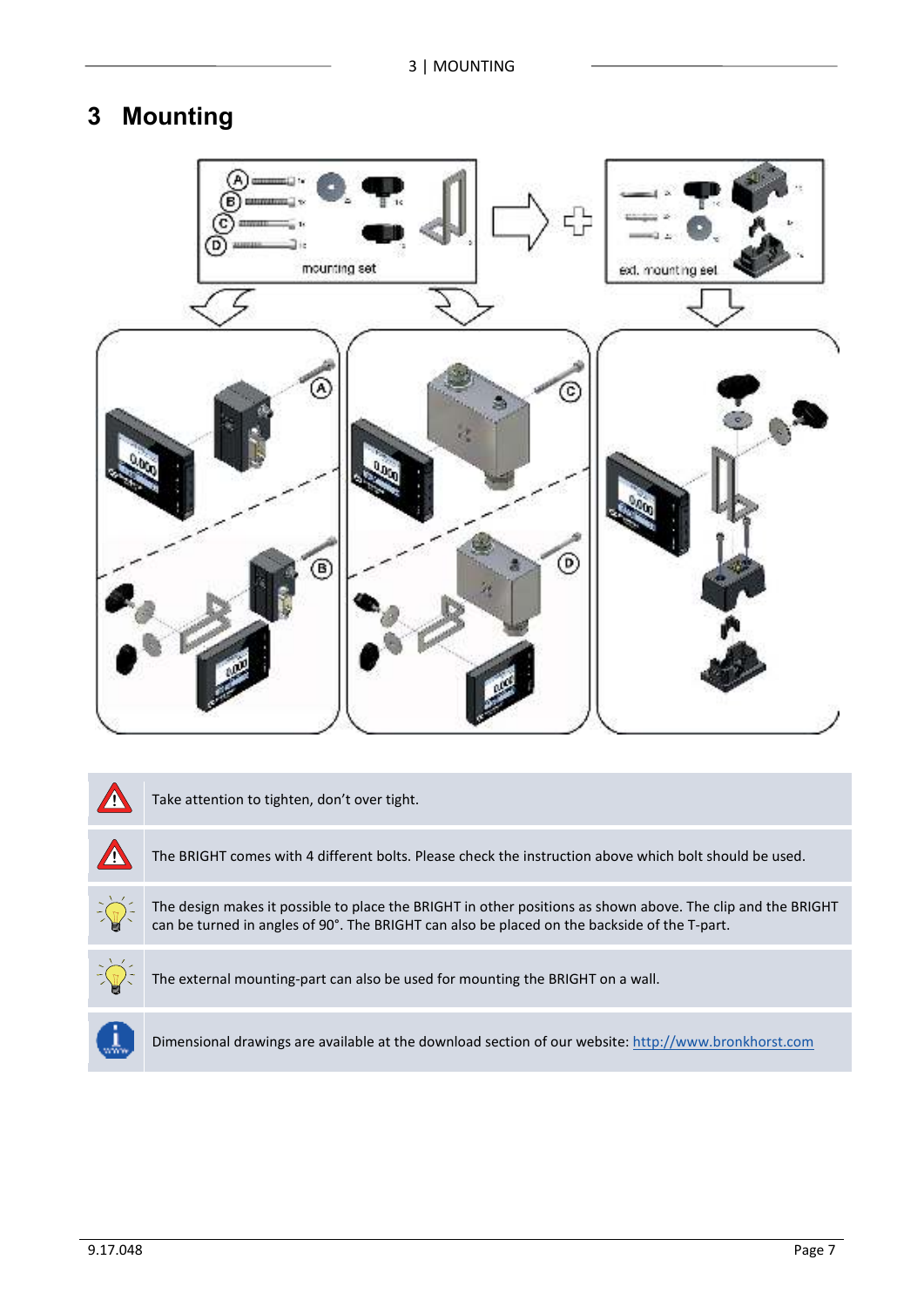# 3 Mounting

| | |
|---|---|
| ⚠ | Take attention to tighten, don't over tight. |
| ⚠ | The BRIGHT comes with 4 different bolts. Please check the instruction above which bolt should be used. |
| 💡 | The design makes it possible to place the BRIGHT in other positions as shown above. The clip and the BRIGHT can be turned in angles of 90°. The BRIGHT can also be placed on the backside of the T-part. |
| 💡 | The external mounting-part can also be used for mounting the BRIGHT on a wall. |
| ℹ | Dimensional drawings are available at the download section of our website: http://www.bronkhorst.com |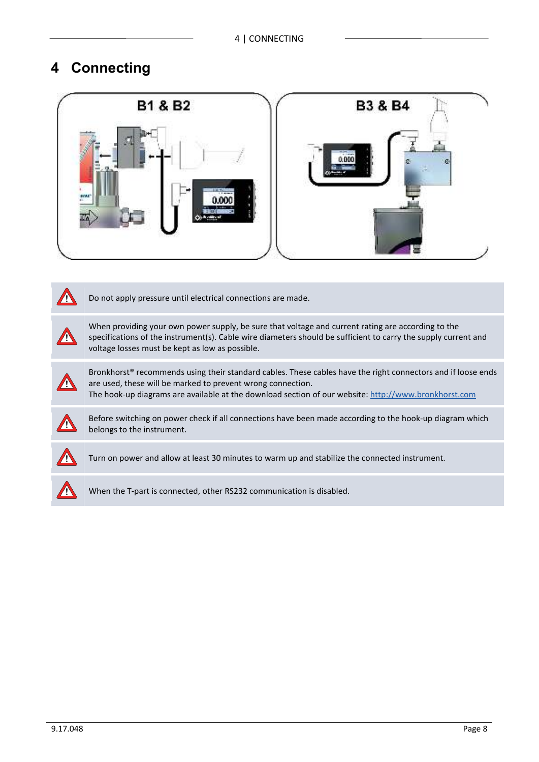# 4 Connecting

| | |
|---|---|
| ⚠ | Do not apply pressure until electrical connections are made. |
| ⚠ | When providing your own power supply, be sure that voltage and current rating are according to the specifications of the instrument(s). Cable wire diameters should be sufficient to carry the supply current and voltage losses must be kept as low as possible. |
| ⚠ | Bronkhorst® recommends using their standard cables. These cables have the right connectors and if loose ends are used, these will be marked to prevent wrong connection.<br>The hook-up diagrams are available at the download section of our website: http://www.bronkhorst.com |
| ⚠ | Before switching on power check if all connections have been made according to the hook-up diagram which belongs to the instrument. |
| ⚠ | Turn on power and allow at least 30 minutes to warm up and stabilize the connected instrument. |
| ⚠ | When the T-part is connected, other RS232 communication is disabled. |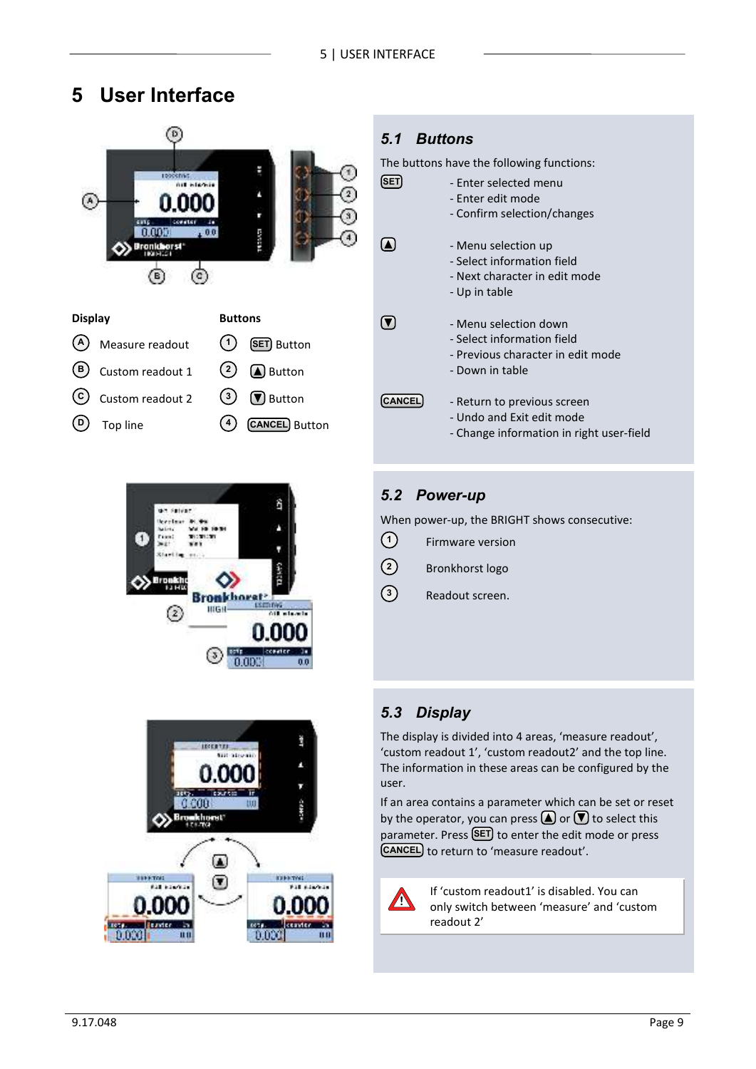# 5 User Interface

**Display**

- (A) Measure readout
- (B) Custom readout 1
- (C) Custom readout 2
- (D) Top line

**Buttons**

- (1) SET Button
- (2) ▲ Button
- (3) ▼ Button
- (4) CANCEL Button

## 5.1 Buttons

The buttons have the following functions:

| Button | Function |
|---|---|
| SET | - Enter selected menu<br>- Enter edit mode<br>- Confirm selection/changes |
| ▲ | - Menu selection up<br>- Select information field<br>- Next character in edit mode<br>- Up in table |
| ▼ | - Menu selection down<br>- Select information field<br>- Previous character in edit mode<br>- Down in table |
| CANCEL | - Return to previous screen<br>- Undo and Exit edit mode<br>- Change information in right user-field |

## 5.2 Power-up

When power-up, the BRIGHT shows consecutive:

1. Firmware version
2. Bronkhorst logo
3. Readout screen.

## 5.3 Display

The display is divided into 4 areas, 'measure readout', 'custom readout 1', 'custom readout2' and the top line. The information in these areas can be configured by the user.

If an area contains a parameter which can be set or reset by the operator, you can press ▲ or ▼ to select this parameter. Press SET to enter the edit mode or press CANCEL to return to 'measure readout'.

> ⚠ If 'custom readout1' is disabled. You can only switch between 'measure' and 'custom readout 2'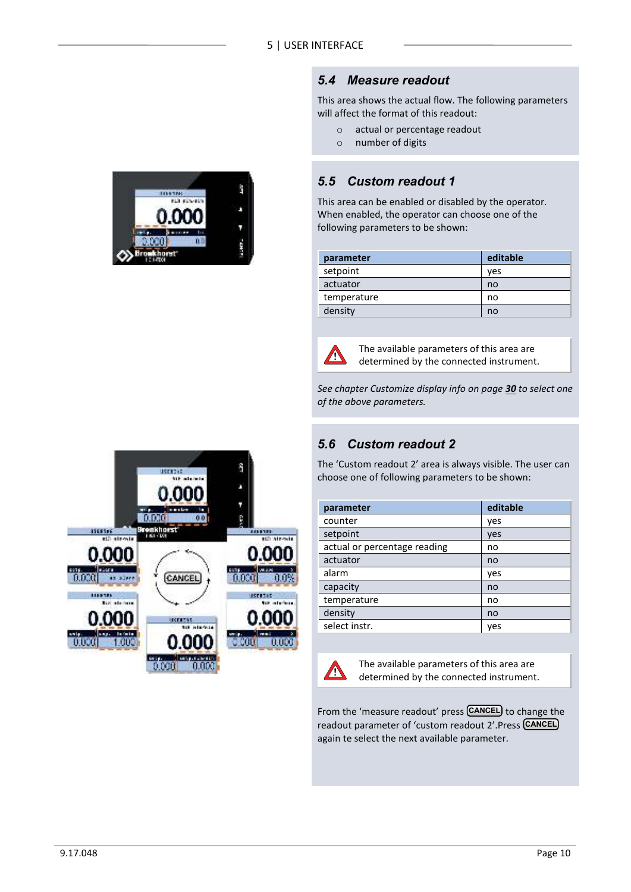## 5.4 Measure readout

This area shows the actual flow. The following parameters will affect the format of this readout:

- actual or percentage readout
- number of digits

## 5.5 Custom readout 1

This area can be enabled or disabled by the operator. When enabled, the operator can choose one of the following parameters to be shown:

| parameter | editable |
|---|---|
| setpoint | yes |
| actuator | no |
| temperature | no |
| density | no |

The available parameters of this area are determined by the connected instrument.

*See chapter Customize display info on page* ***30*** *to select one of the above parameters.*

## 5.6 Custom readout 2

The 'Custom readout 2' area is always visible. The user can choose one of following parameters to be shown:

| parameter | editable |
|---|---|
| counter | yes |
| setpoint | yes |
| actual or percentage reading | no |
| actuator | no |
| alarm | yes |
| capacity | no |
| temperature | no |
| density | no |
| select instr. | yes |

The available parameters of this area are determined by the connected instrument.

From the 'measure readout' press CANCEL to change the readout parameter of 'custom readout 2'.Press CANCEL again te select the next available parameter.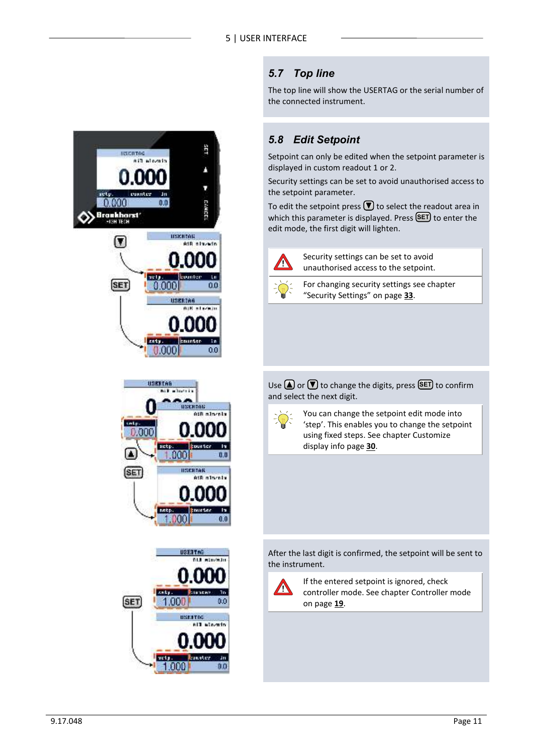## 5.7 Top line

The top line will show the USERTAG or the serial number of the connected instrument.

## 5.8 Edit Setpoint

Setpoint can only be edited when the setpoint parameter is displayed in custom readout 1 or 2.

Security settings can be set to avoid unauthorised access to the setpoint parameter.

To edit the setpoint press ▼ to select the readout area in which this parameter is displayed. Press SET to enter the edit mode, the first digit will lighten.

> ⚠ Security settings can be set to avoid unauthorised access to the setpoint.

> 💡 For changing security settings see chapter "Security Settings" on page **33**.

Use ▲ or ▼ to change the digits, press SET to confirm and select the next digit.

> 💡 You can change the setpoint edit mode into 'step'. This enables you to change the setpoint using fixed steps. See chapter Customize display info page **30**.

After the last digit is confirmed, the setpoint will be sent to the instrument.

> ⚠ If the entered setpoint is ignored, check controller mode. See chapter Controller mode on page **19**.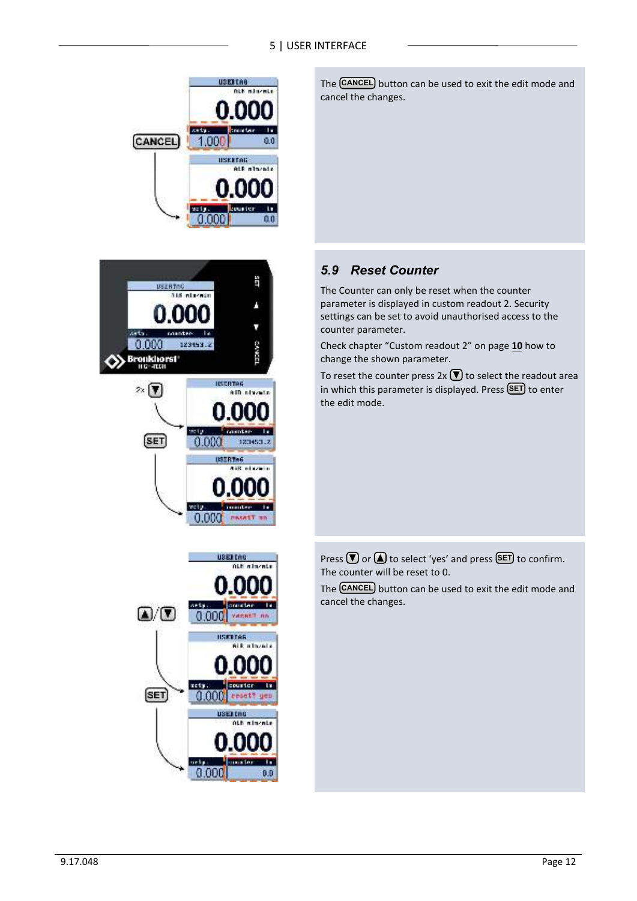The CANCEL button can be used to exit the edit mode and cancel the changes.

### 5.9 Reset Counter

The Counter can only be reset when the counter parameter is displayed in custom readout 2. Security settings can be set to avoid unauthorised access to the counter parameter.

Check chapter "Custom readout 2" on page **10** how to change the shown parameter.

To reset the counter press 2x ▼ to select the readout area in which this parameter is displayed. Press SET to enter the edit mode.

Press ▼ or ▲ to select 'yes' and press SET to confirm. The counter will be reset to 0.

The CANCEL button can be used to exit the edit mode and cancel the changes.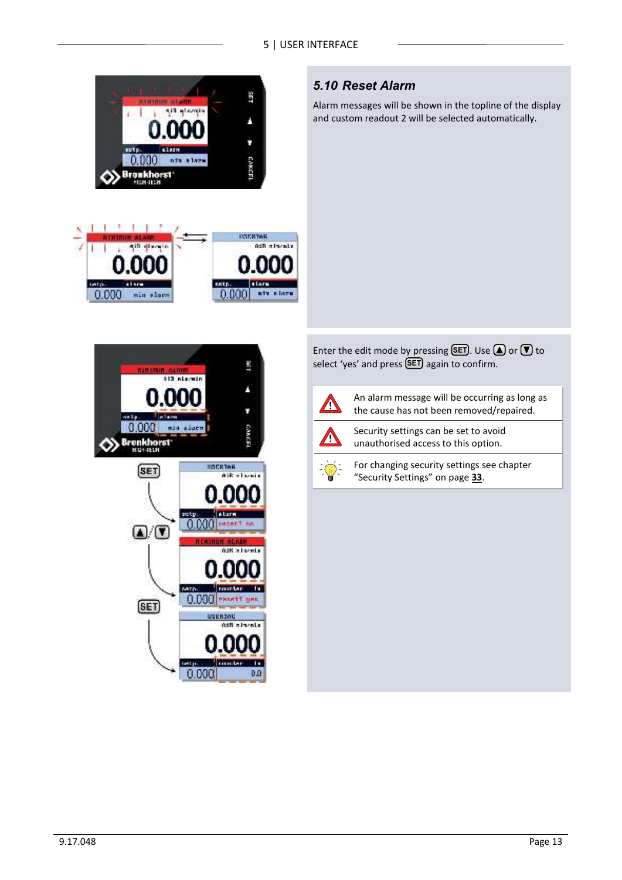## 5.10 Reset Alarm

Alarm messages will be shown in the topline of the display and custom readout 2 will be selected automatically.

Enter the edit mode by pressing SET. Use ▲ or ▼ to select 'yes' and press SET again to confirm.

| | |
|---|---|
| ⚠ | An alarm message will be occurring as long as the cause has not been removed/repaired. |
| ⚠ | Security settings can be set to avoid unauthorised access to this option. |
| 💡 | For changing security settings see chapter "Security Settings" on page **33**. |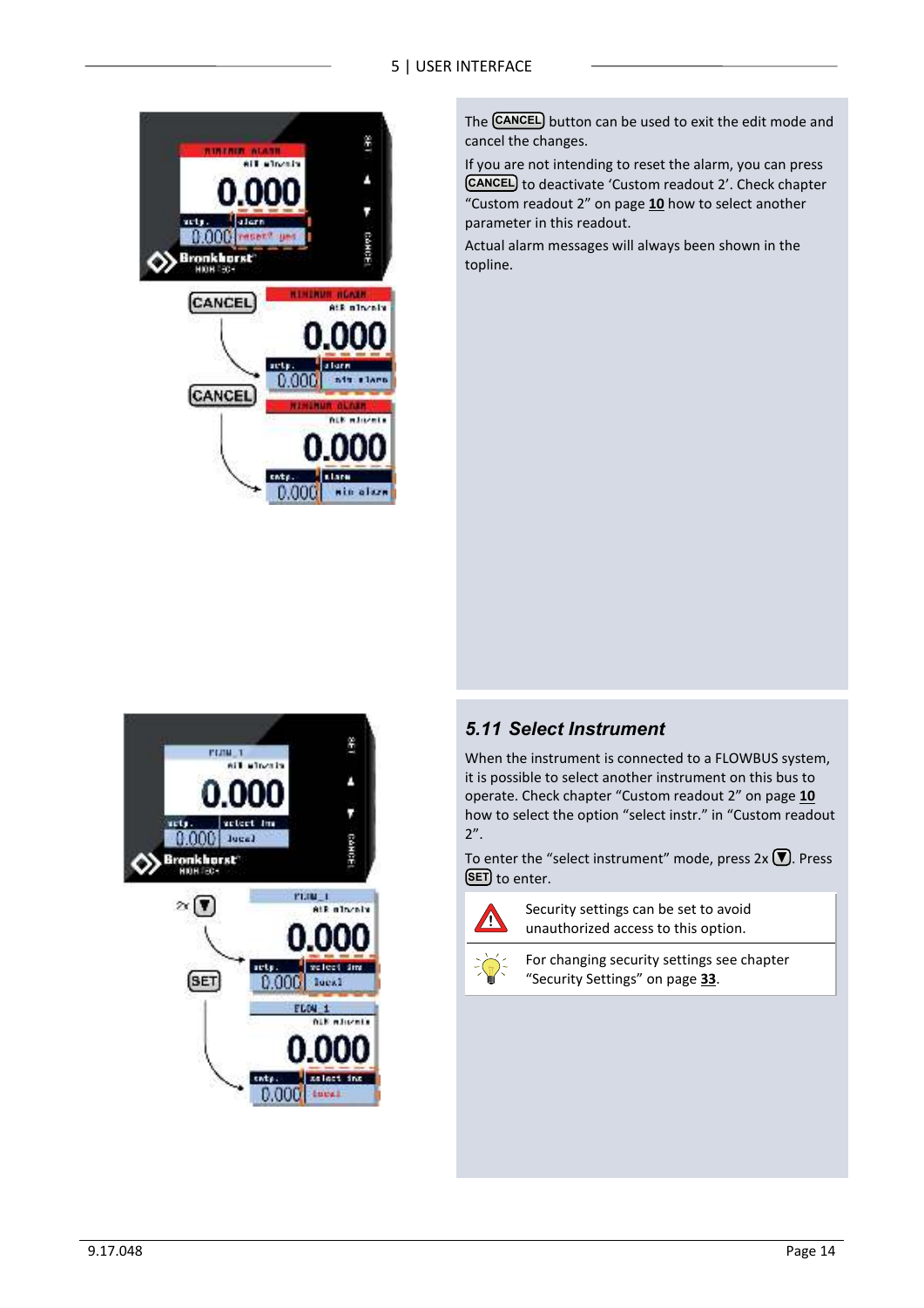The CANCEL button can be used to exit the edit mode and cancel the changes.

If you are not intending to reset the alarm, you can press CANCEL to deactivate 'Custom readout 2'. Check chapter "Custom readout 2" on page **10** how to select another parameter in this readout.

Actual alarm messages will always been shown in the topline.

### *5.11 Select Instrument*

When the instrument is connected to a FLOWBUS system, it is possible to select another instrument on this bus to operate. Check chapter "Custom readout 2" on page **10** how to select the option "select instr." in "Custom readout 2".

To enter the "select instrument" mode, press 2x ▼. Press SET to enter.

Security settings can be set to avoid unauthorized access to this option.

For changing security settings see chapter "Security Settings" on page **33**.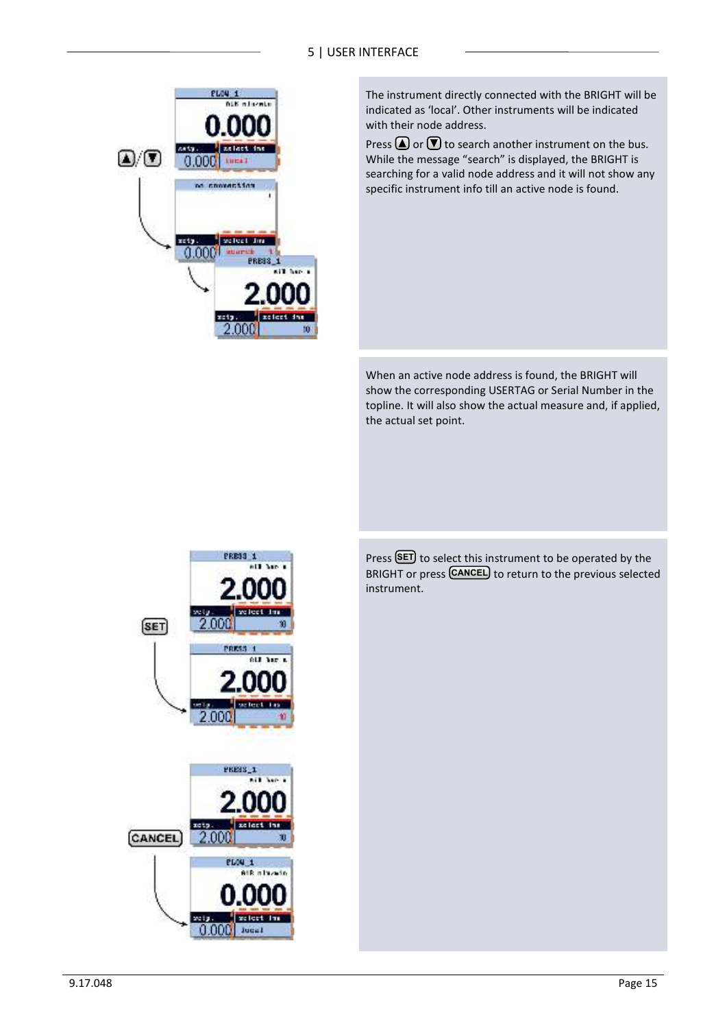The instrument directly connected with the BRIGHT will be indicated as 'local'. Other instruments will be indicated with their node address.

Press ▲ or ▼ to search another instrument on the bus. While the message "search" is displayed, the BRIGHT is searching for a valid node address and it will not show any specific instrument info till an active node is found.

When an active node address is found, the BRIGHT will show the corresponding USERTAG or Serial Number in the topline. It will also show the actual measure and, if applied, the actual set point.

Press SET to select this instrument to be operated by the BRIGHT or press CANCEL to return to the previous selected instrument.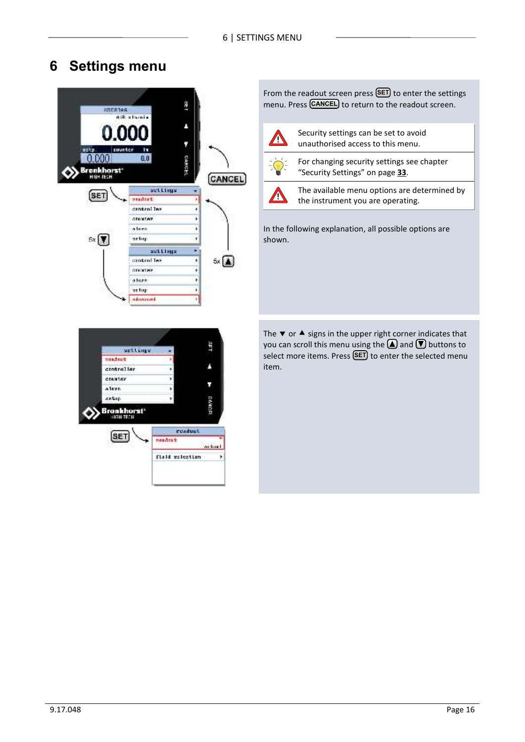# 6 Settings menu

From the readout screen press SET to enter the settings menu. Press CANCEL to return to the readout screen.

| | |
|---|---|
| ⚠ | Security settings can be set to avoid unauthorised access to this menu. |
| 💡 | For changing security settings see chapter “Security Settings” on page **33**. |
| ⚠ | The available menu options are determined by the instrument you are operating. |

In the following explanation, all possible options are shown.

The ▼ or ▲ signs in the upper right corner indicates that you can scroll this menu using the ▲ and ▼ buttons to select more items. Press SET to enter the selected menu item.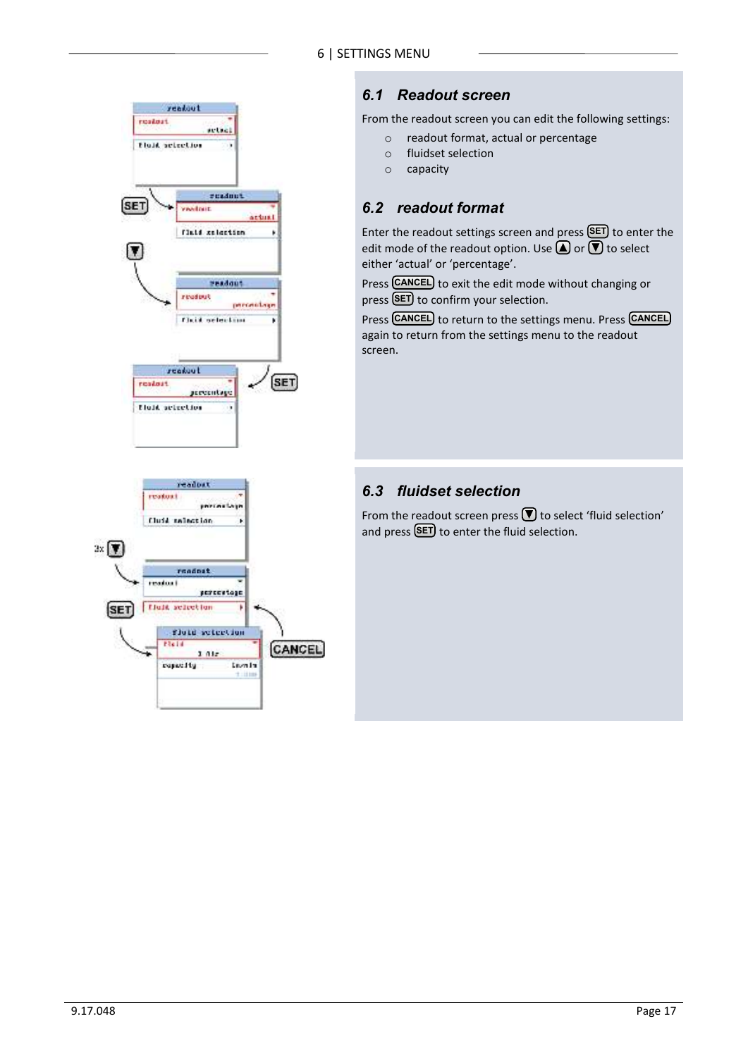## 6.1 Readout screen

From the readout screen you can edit the following settings:

- readout format, actual or percentage
- fluidset selection
- capacity

## 6.2 readout format

Enter the readout settings screen and press SET to enter the edit mode of the readout option. Use ▲ or ▼ to select either 'actual' or 'percentage'.

Press CANCEL to exit the edit mode without changing or press SET to confirm your selection.

Press CANCEL to return to the settings menu. Press CANCEL again to return from the settings menu to the readout screen.

## 6.3 fluidset selection

From the readout screen press ▼ to select 'fluid selection' and press SET to enter the fluid selection.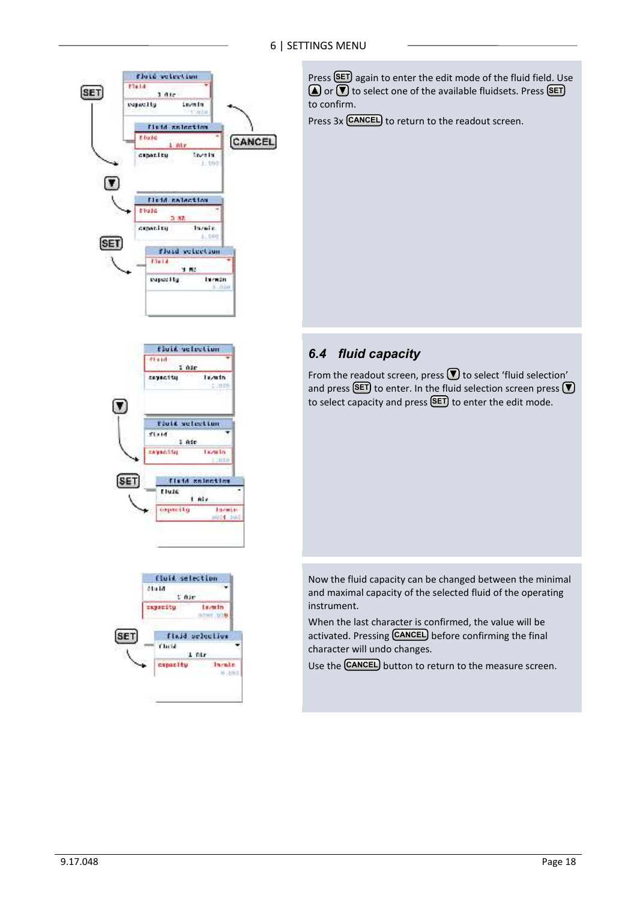Press SET again to enter the edit mode of the fluid field. Use ▲ or ▼ to select one of the available fluidsets. Press SET to confirm.

Press 3x CANCEL to return to the readout screen.

## 6.4 *fluid capacity*

From the readout screen, press ▼ to select 'fluid selection' and press SET to enter. In the fluid selection screen press ▼ to select capacity and press SET to enter the edit mode.

Now the fluid capacity can be changed between the minimal and maximal capacity of the selected fluid of the operating instrument.

When the last character is confirmed, the value will be activated. Pressing CANCEL before confirming the final character will undo changes.

Use the CANCEL button to return to the measure screen.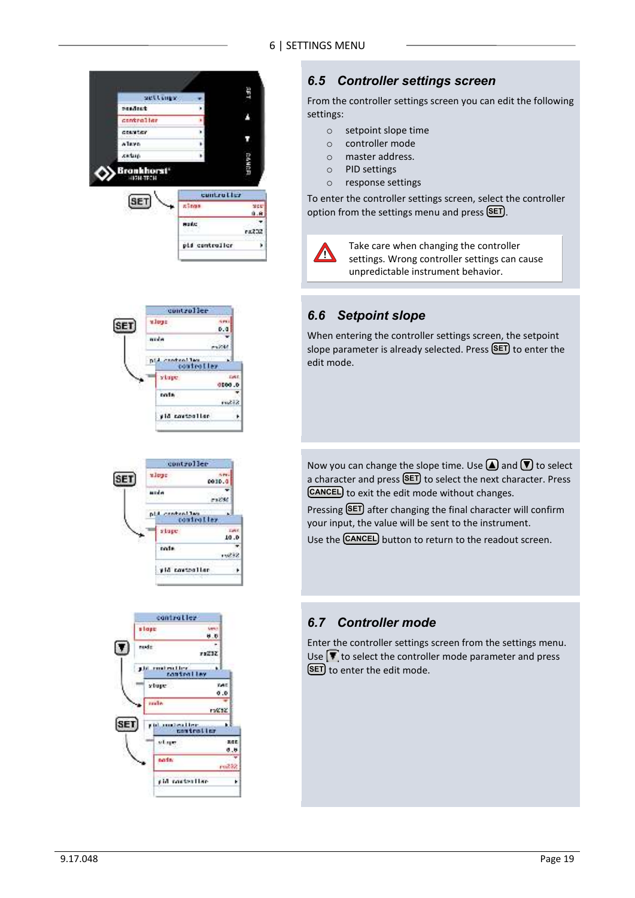## 6.5 Controller settings screen

From the controller settings screen you can edit the following settings:

- setpoint slope time
- controller mode
- master address.
- PID settings
- response settings

To enter the controller settings screen, select the controller option from the settings menu and press SET.

Take care when changing the controller settings. Wrong controller settings can cause unpredictable instrument behavior.

## 6.6 Setpoint slope

When entering the controller settings screen, the setpoint slope parameter is already selected. Press SET to enter the edit mode.

Now you can change the slope time. Use ▲ and ▼ to select a character and press SET to select the next character. Press CANCEL to exit the edit mode without changes.

Pressing SET after changing the final character will confirm your input, the value will be sent to the instrument.

Use the CANCEL button to return to the readout screen.

## 6.7 Controller mode

Enter the controller settings screen from the settings menu. Use ▼ to select the controller mode parameter and press SET to enter the edit mode.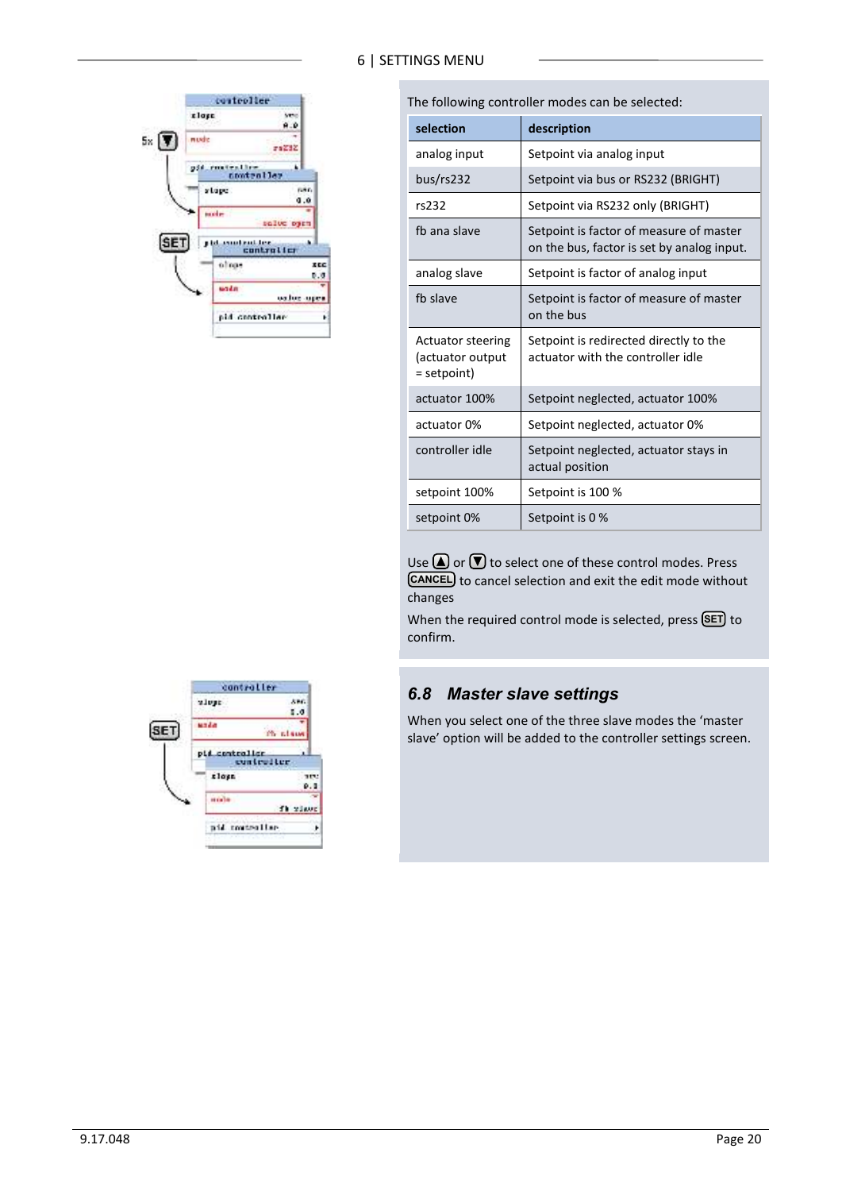The following controller modes can be selected:

| selection | description |
|---|---|
| analog input | Setpoint via analog input |
| bus/rs232 | Setpoint via bus or RS232 (BRIGHT) |
| rs232 | Setpoint via RS232 only (BRIGHT) |
| fb ana slave | Setpoint is factor of measure of master on the bus, factor is set by analog input. |
| analog slave | Setpoint is factor of analog input |
| fb slave | Setpoint is factor of measure of master on the bus |
| Actuator steering (actuator output = setpoint) | Setpoint is redirected directly to the actuator with the controller idle |
| actuator 100% | Setpoint neglected, actuator 100% |
| actuator 0% | Setpoint neglected, actuator 0% |
| controller idle | Setpoint neglected, actuator stays in actual position |
| setpoint 100% | Setpoint is 100 % |
| setpoint 0% | Setpoint is 0 % |

Use ▲ or ▼ to select one of these control modes. Press CANCEL to cancel selection and exit the edit mode without changes

When the required control mode is selected, press SET to confirm.

## 6.8 *Master slave settings*

When you select one of the three slave modes the 'master slave' option will be added to the controller settings screen.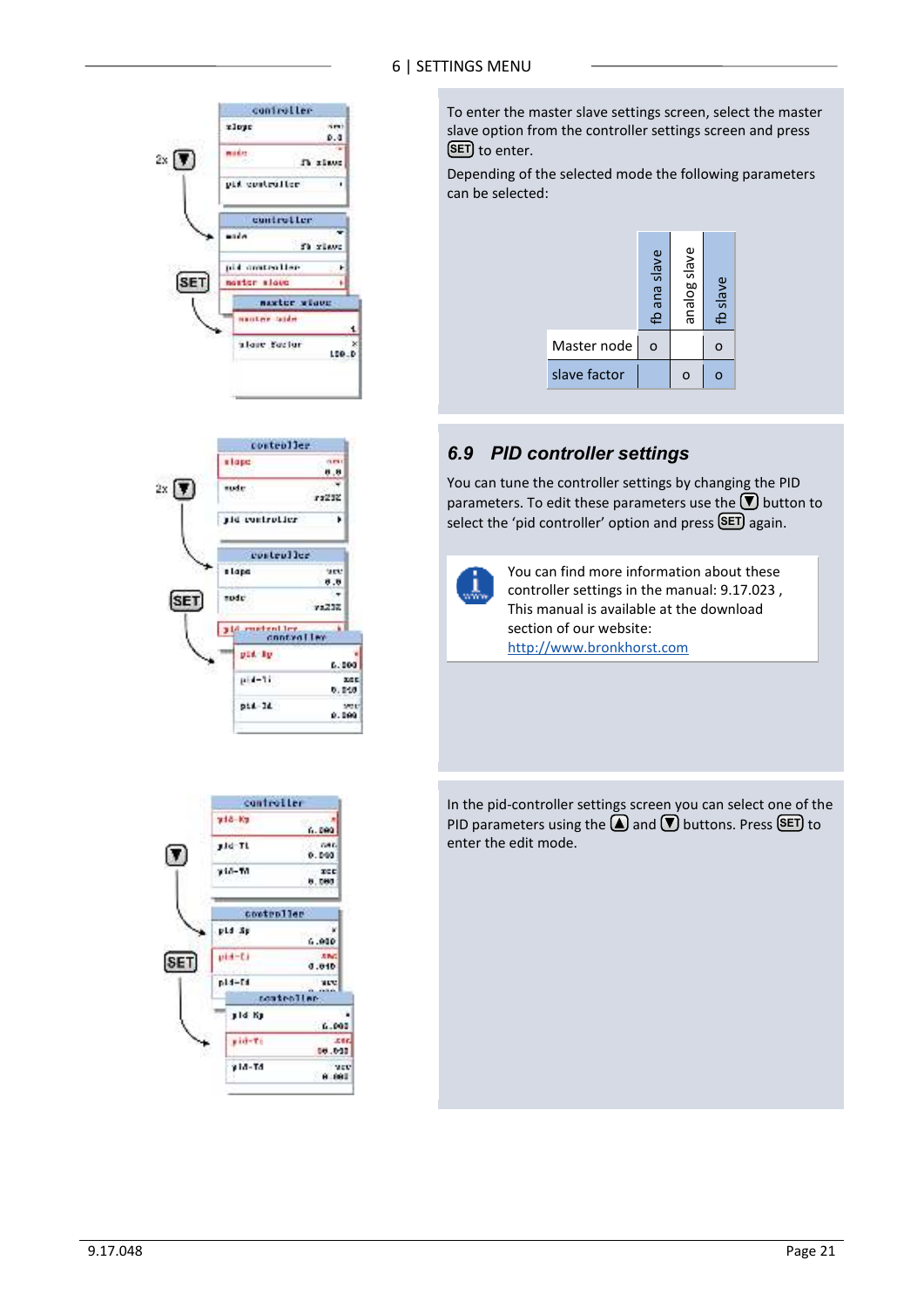To enter the master slave settings screen, select the master slave option from the controller settings screen and press SET to enter.

Depending of the selected mode the following parameters can be selected:

| | fb ana slave | analog slave | fb slave |
|---|---|---|---|
| Master node | o | | o |
| slave factor | | o | o |

## 6.9 *PID controller settings*

You can tune the controller settings by changing the PID parameters. To edit these parameters use the ▼ button to select the 'pid controller' option and press SET again.

You can find more information about these controller settings in the manual: 9.17.023 , This manual is available at the download section of our website: http://www.bronkhorst.com

In the pid-controller settings screen you can select one of the PID parameters using the ▲ and ▼ buttons. Press SET to enter the edit mode.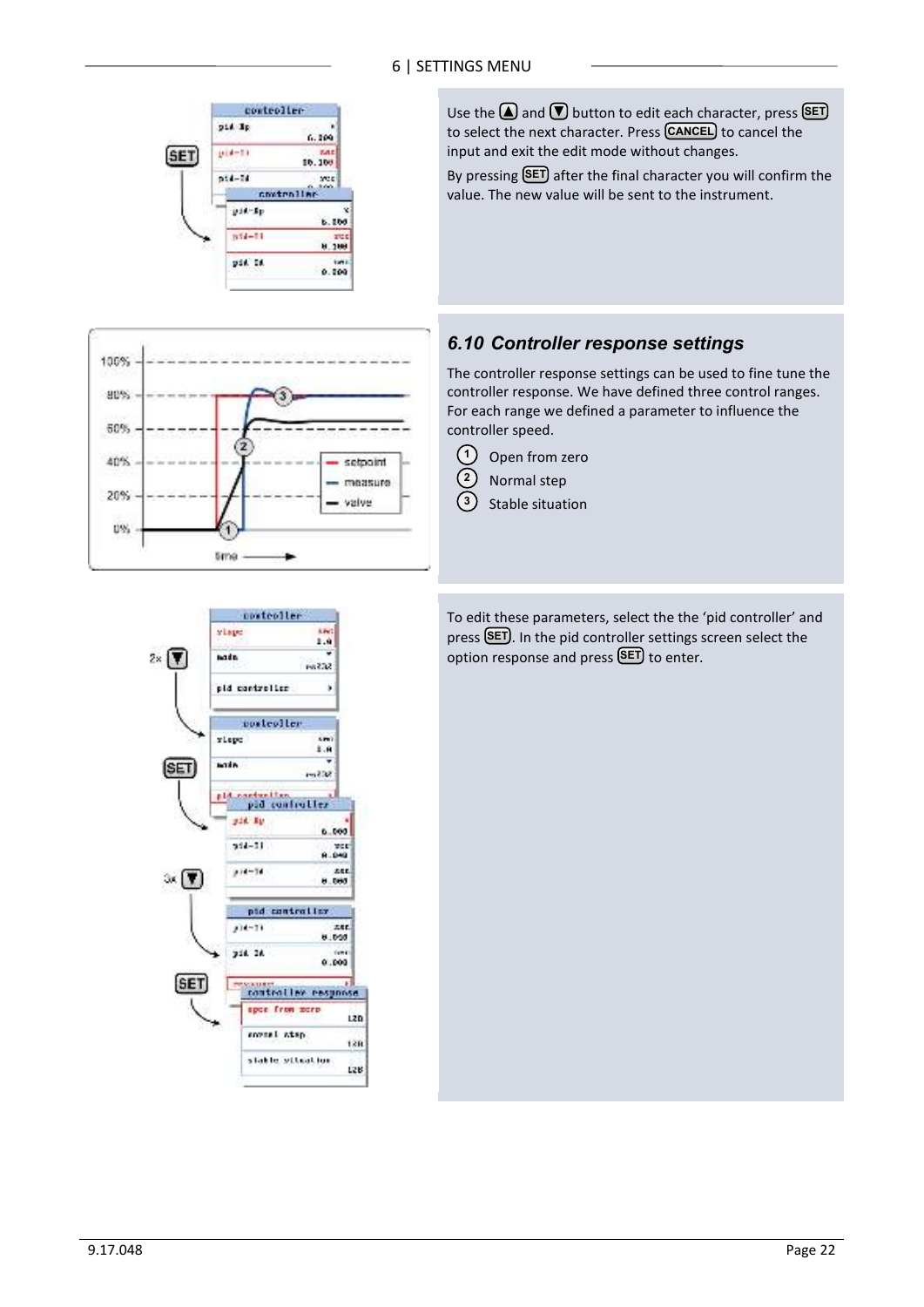Use the ▲ and ▼ button to edit each character, press SET to select the next character. Press CANCEL to cancel the input and exit the edit mode without changes.

By pressing SET after the final character you will confirm the value. The new value will be sent to the instrument.

## 6.10 Controller response settings

The controller response settings can be used to fine tune the controller response. We have defined three control ranges. For each range we defined a parameter to influence the controller speed.

1. Open from zero
2. Normal step
3. Stable situation

To edit these parameters, select the the 'pid controller' and press SET. In the pid controller settings screen select the option response and press SET to enter.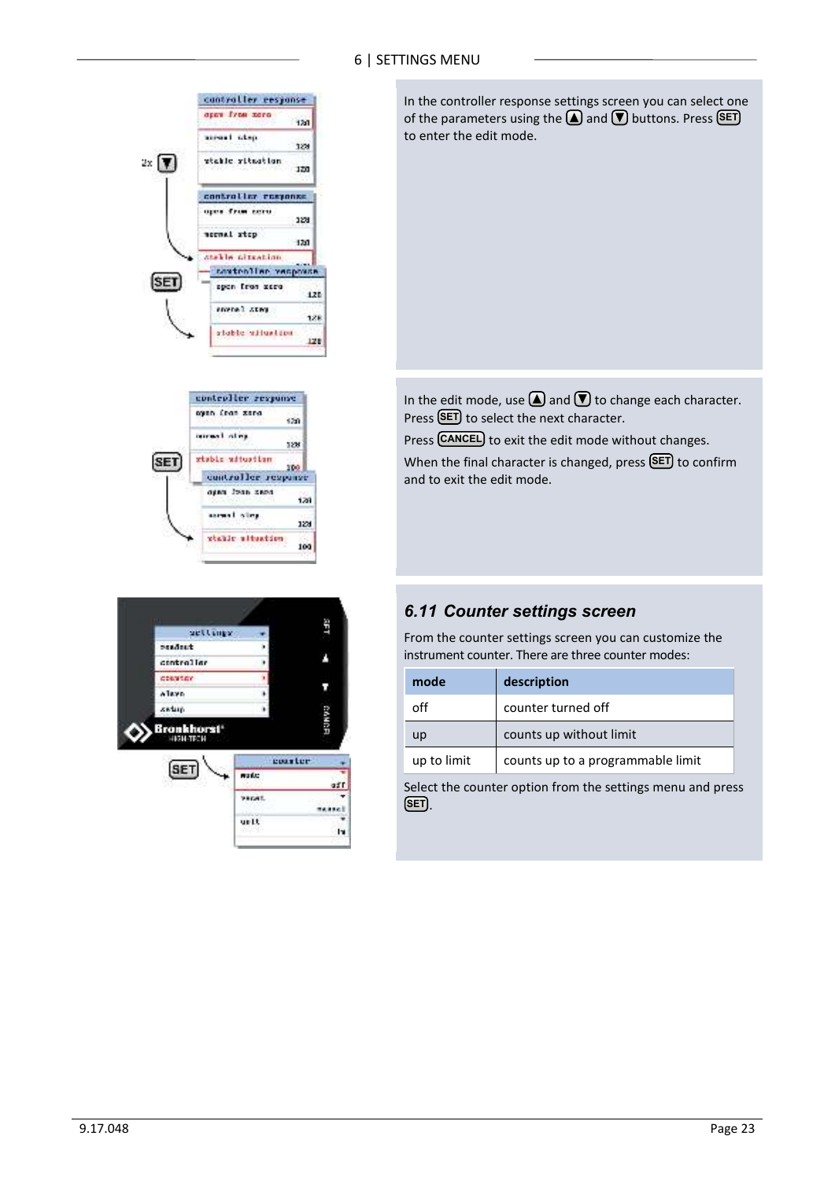In the controller response settings screen you can select one of the parameters using the ▲ and ▼ buttons. Press SET to enter the edit mode.

In the edit mode, use ▲ and ▼ to change each character. Press SET to select the next character.

Press CANCEL to exit the edit mode without changes.

When the final character is changed, press SET to confirm and to exit the edit mode.

## *6.11 Counter settings screen*

From the counter settings screen you can customize the instrument counter. There are three counter modes:

| mode | description |
|---|---|
| off | counter turned off |
| up | counts up without limit |
| up to limit | counts up to a programmable limit |

Select the counter option from the settings menu and press SET.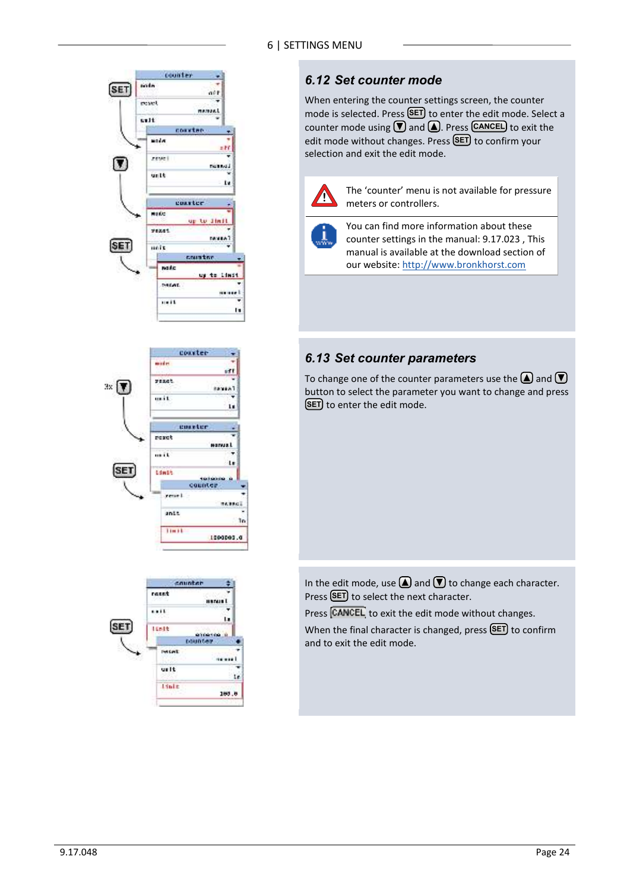## 6.12 Set counter mode

When entering the counter settings screen, the counter mode is selected. Press SET to enter the edit mode. Select a counter mode using ▼ and ▲. Press CANCEL to exit the edit mode without changes. Press SET to confirm your selection and exit the edit mode.

The 'counter' menu is not available for pressure meters or controllers.

You can find more information about these counter settings in the manual: 9.17.023 , This manual is available at the download section of our website: http://www.bronkhorst.com

## 6.13 Set counter parameters

To change one of the counter parameters use the ▲ and ▼ button to select the parameter you want to change and press SET to enter the edit mode.

In the edit mode, use ▲ and ▼ to change each character. Press SET to select the next character.

Press CANCEL to exit the edit mode without changes.

When the final character is changed, press SET to confirm and to exit the edit mode.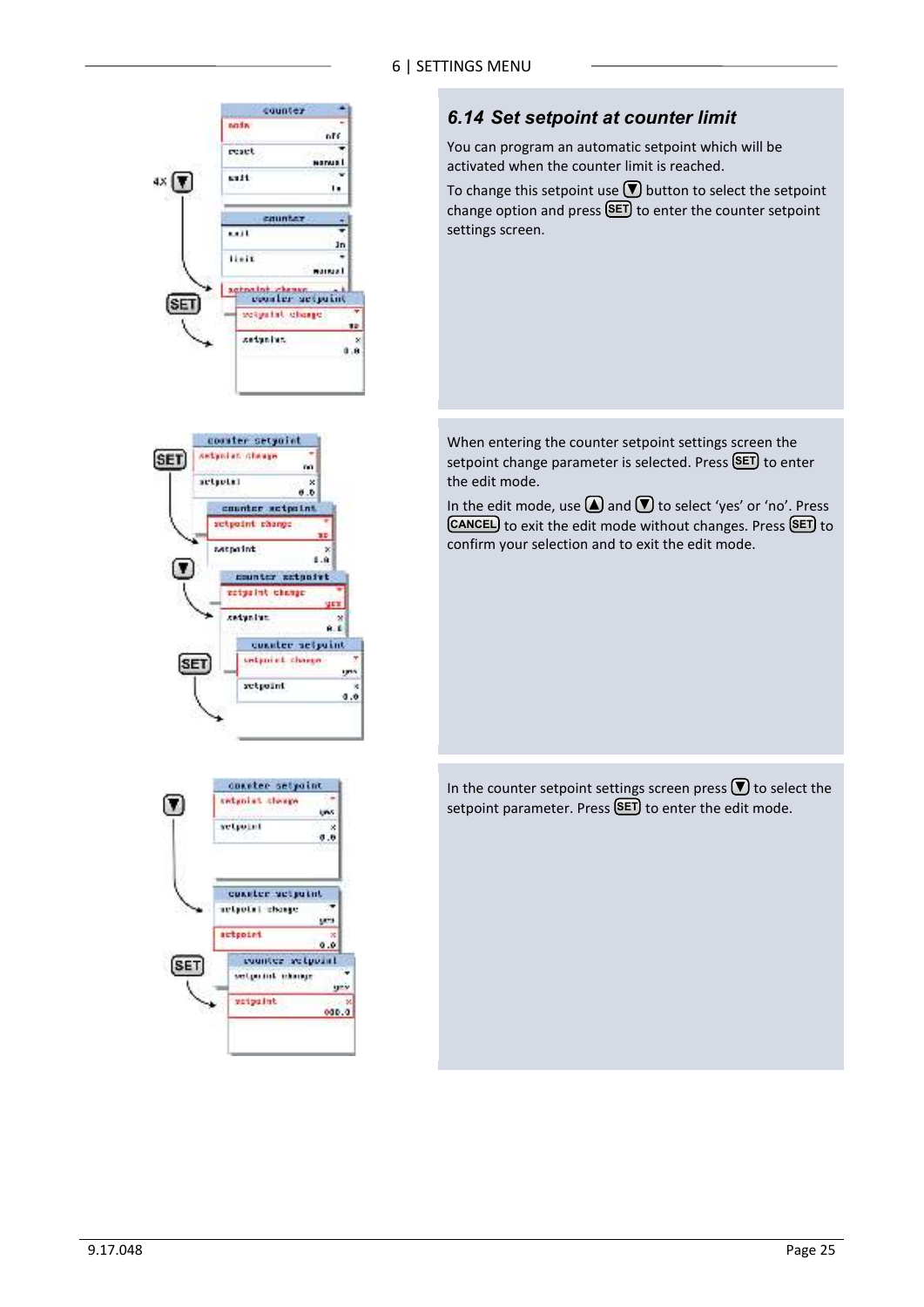## 6.14 Set setpoint at counter limit

You can program an automatic setpoint which will be activated when the counter limit is reached.

To change this setpoint use ▼ button to select the setpoint change option and press SET to enter the counter setpoint settings screen.

When entering the counter setpoint settings screen the setpoint change parameter is selected. Press SET to enter the edit mode.

In the edit mode, use ▲ and ▼ to select 'yes' or 'no'. Press CANCEL to exit the edit mode without changes. Press SET to confirm your selection and to exit the edit mode.

In the counter setpoint settings screen press ▼ to select the setpoint parameter. Press SET to enter the edit mode.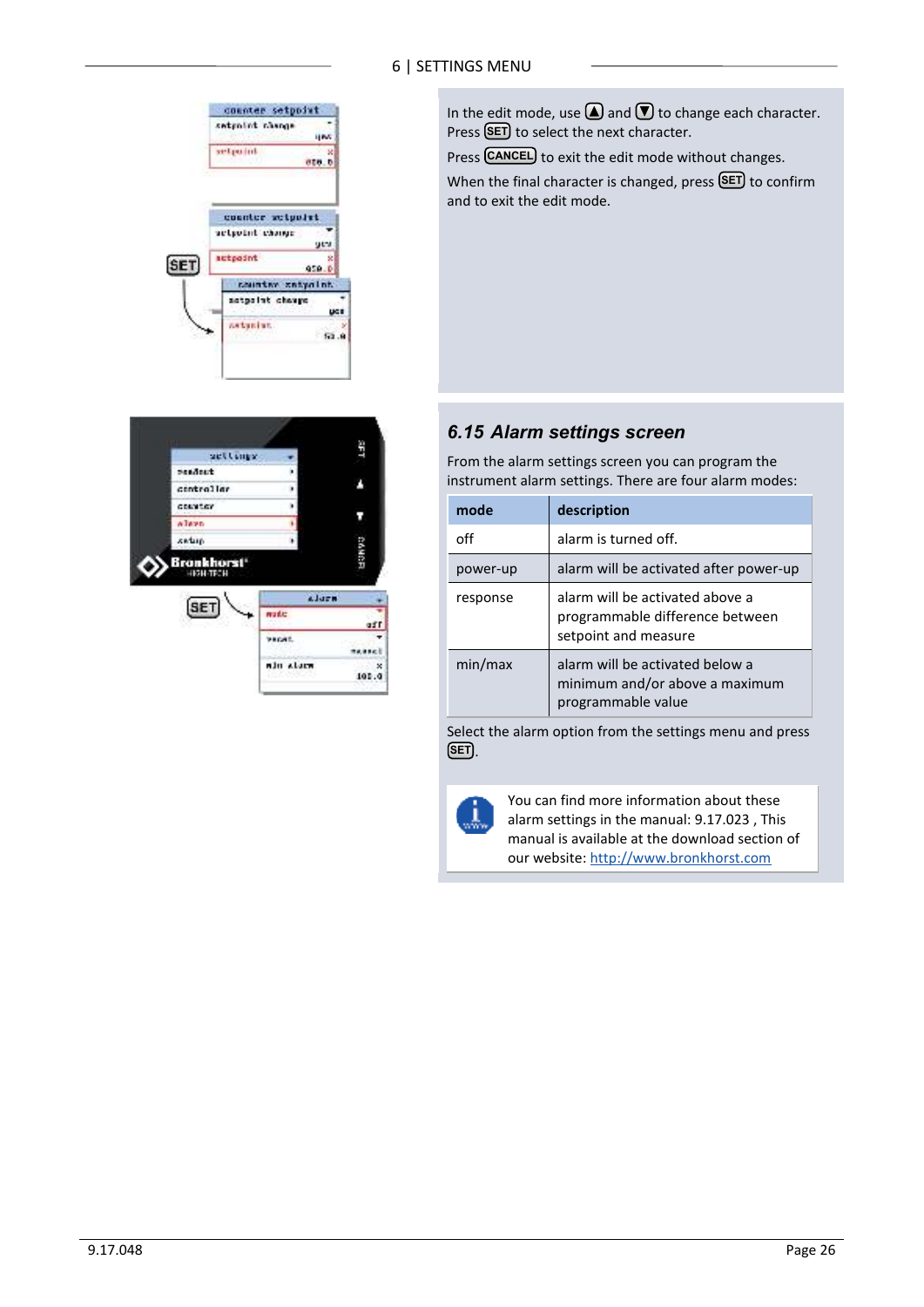In the edit mode, use ▲ and ▼ to change each character. Press SET to select the next character.

Press CANCEL to exit the edit mode without changes.

When the final character is changed, press SET to confirm and to exit the edit mode.

## 6.15 Alarm settings screen

From the alarm settings screen you can program the instrument alarm settings. There are four alarm modes:

| mode | description |
|---|---|
| off | alarm is turned off. |
| power-up | alarm will be activated after power-up |
| response | alarm will be activated above a programmable difference between setpoint and measure |
| min/max | alarm will be activated below a minimum and/or above a maximum programmable value |

Select the alarm option from the settings menu and press SET.

You can find more information about these alarm settings in the manual: 9.17.023 , This manual is available at the download section of our website: http://www.bronkhorst.com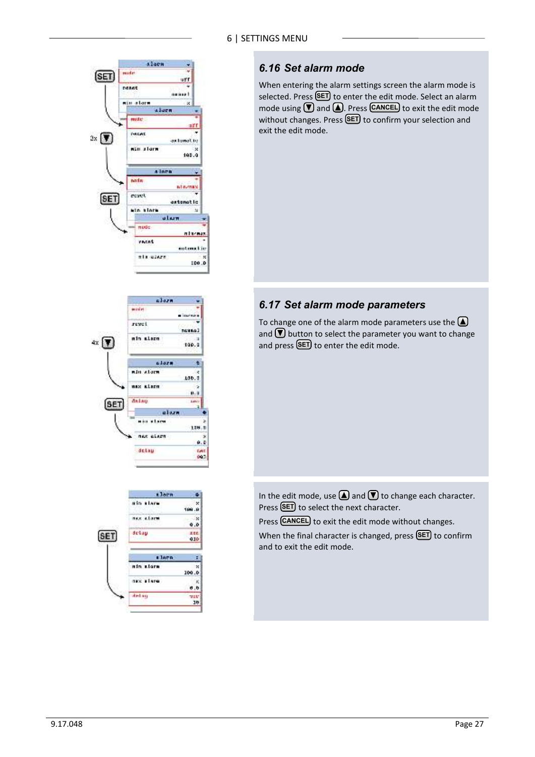## 6.16 Set alarm mode

When entering the alarm settings screen the alarm mode is selected. Press SET to enter the edit mode. Select an alarm mode using ▼ and ▲. Press CANCEL to exit the edit mode without changes. Press SET to confirm your selection and exit the edit mode.

## 6.17 Set alarm mode parameters

To change one of the alarm mode parameters use the ▲ and ▼ button to select the parameter you want to change and press SET to enter the edit mode.

In the edit mode, use ▲ and ▼ to change each character. Press SET to select the next character.

Press CANCEL to exit the edit mode without changes.

When the final character is changed, press SET to confirm and to exit the edit mode.

9.17.048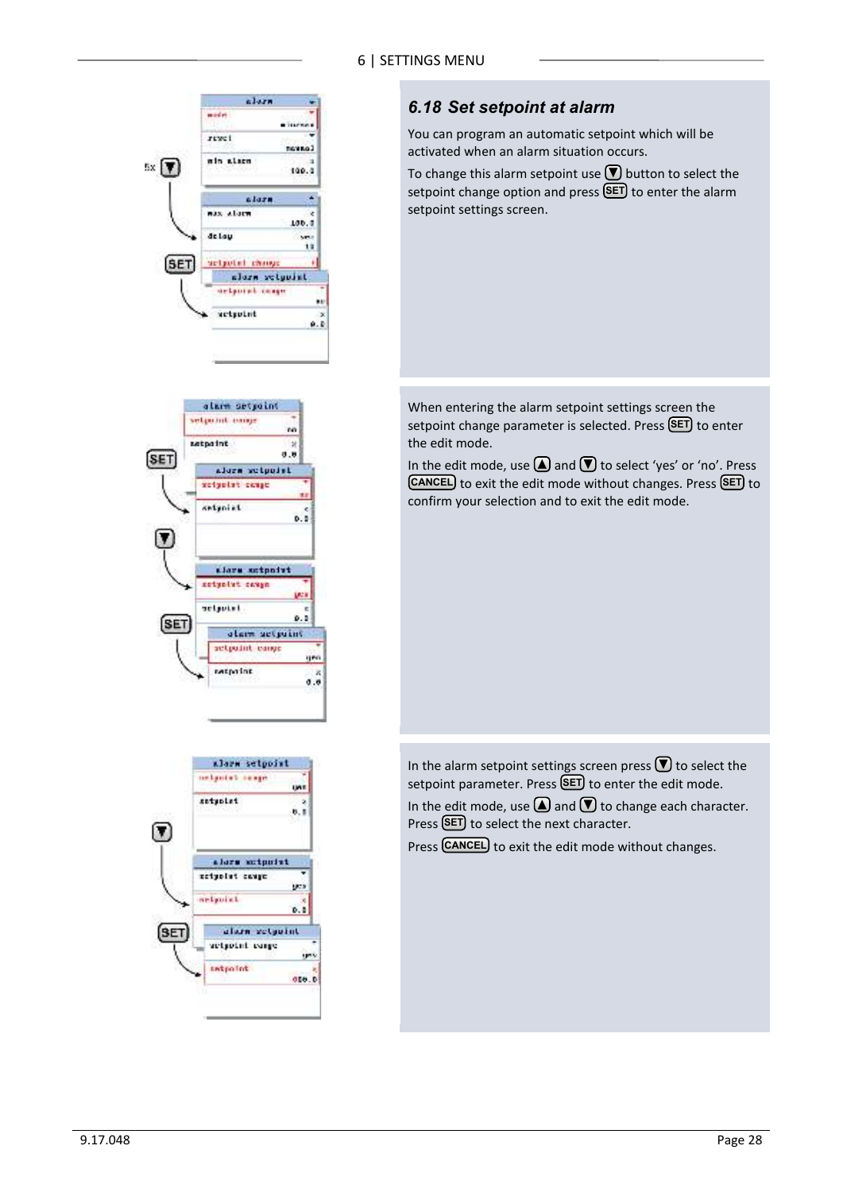## 6.18 Set setpoint at alarm

You can program an automatic setpoint which will be activated when an alarm situation occurs.

To change this alarm setpoint use ▼ button to select the setpoint change option and press SET to enter the alarm setpoint settings screen.

When entering the alarm setpoint settings screen the setpoint change parameter is selected. Press SET to enter the edit mode.

In the edit mode, use ▲ and ▼ to select 'yes' or 'no'. Press CANCEL to exit the edit mode without changes. Press SET to confirm your selection and to exit the edit mode.

In the alarm setpoint settings screen press ▼ to select the setpoint parameter. Press SET to enter the edit mode.

In the edit mode, use ▲ and ▼ to change each character. Press SET to select the next character.

Press CANCEL to exit the edit mode without changes.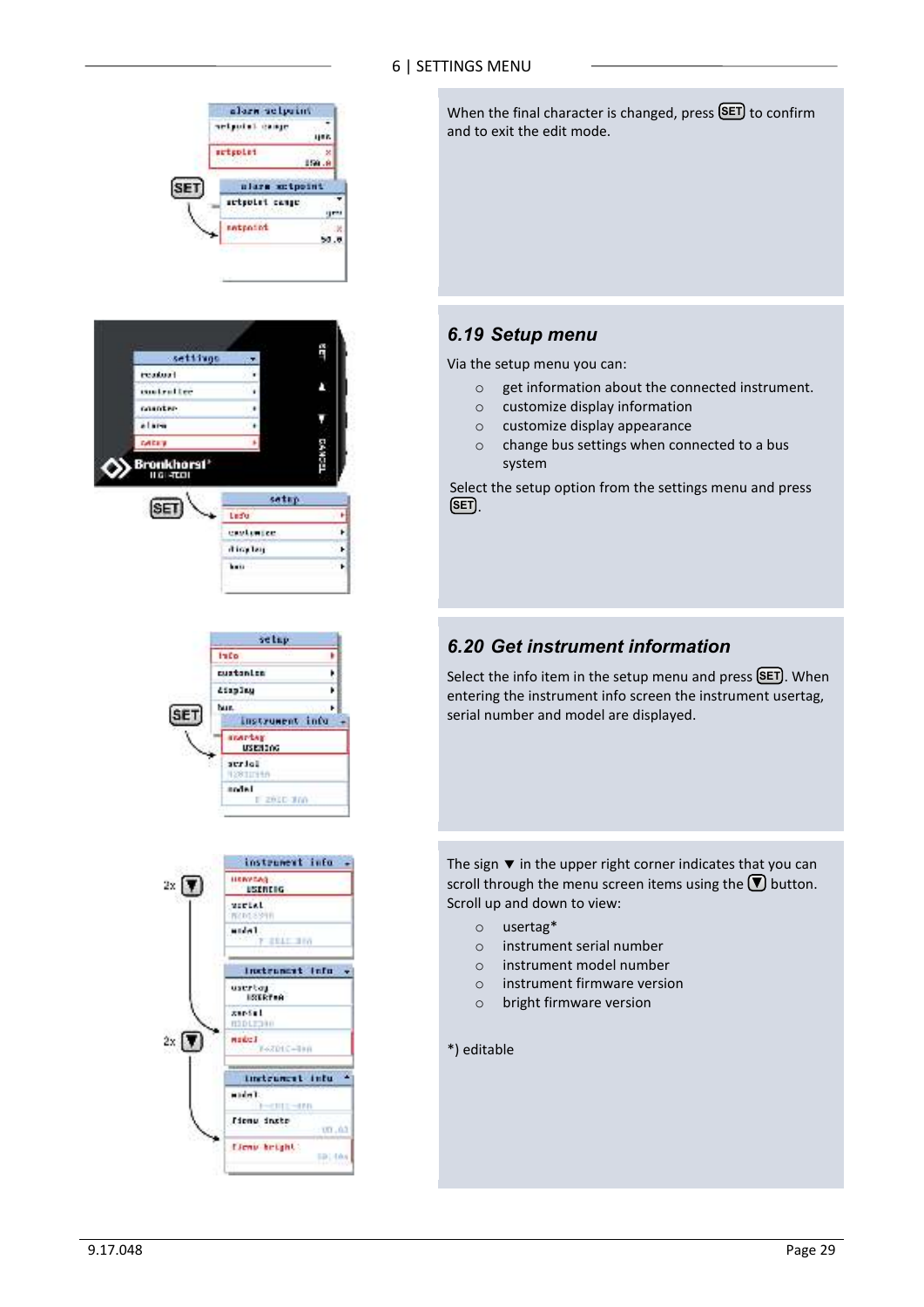When the final character is changed, press SET to confirm and to exit the edit mode.

## 6.19 Setup menu

Via the setup menu you can:

- get information about the connected instrument.
- customize display information
- customize display appearance
- change bus settings when connected to a bus system

Select the setup option from the settings menu and press SET.

## 6.20 Get instrument information

Select the info item in the setup menu and press SET. When entering the instrument info screen the instrument usertag, serial number and model are displayed.

The sign ▼ in the upper right corner indicates that you can scroll through the menu screen items using the ▼ button. Scroll up and down to view:

- usertag*
- instrument serial number
- instrument model number
- instrument firmware version
- bright firmware version

*) editable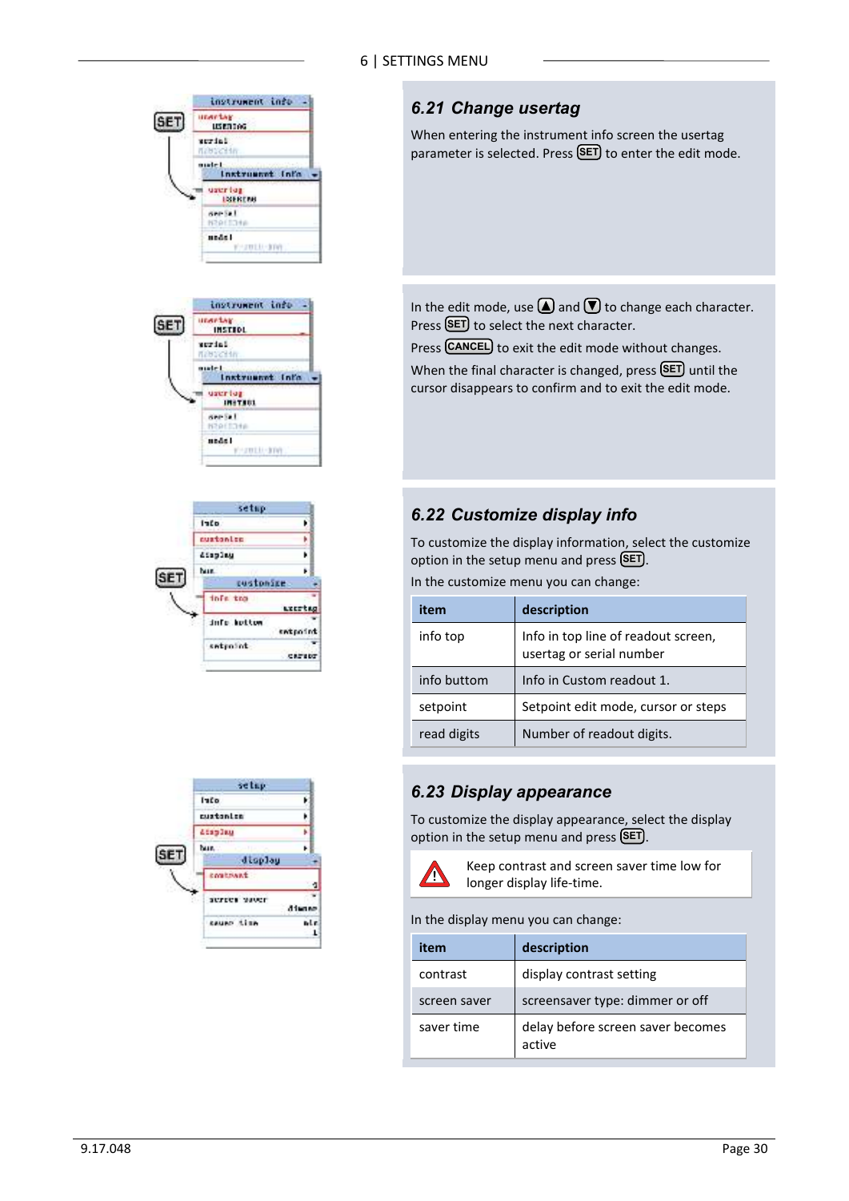## 6.21 Change usertag

When entering the instrument info screen the usertag parameter is selected. Press SET to enter the edit mode.

In the edit mode, use ▲ and ▼ to change each character. Press SET to select the next character.

Press CANCEL to exit the edit mode without changes.

When the final character is changed, press SET until the cursor disappears to confirm and to exit the edit mode.

## 6.22 Customize display info

To customize the display information, select the customize option in the setup menu and press SET.

In the customize menu you can change:

| item | description |
|---|---|
| info top | Info in top line of readout screen, usertag or serial number |
| info buttom | Info in Custom readout 1. |
| setpoint | Setpoint edit mode, cursor or steps |
| read digits | Number of readout digits. |

## 6.23 Display appearance

To customize the display appearance, select the display option in the setup menu and press SET.

Keep contrast and screen saver time low for longer display life-time.

In the display menu you can change:

| item | description |
|---|---|
| contrast | display contrast setting |
| screen saver | screensaver type: dimmer or off |
| saver time | delay before screen saver becomes active |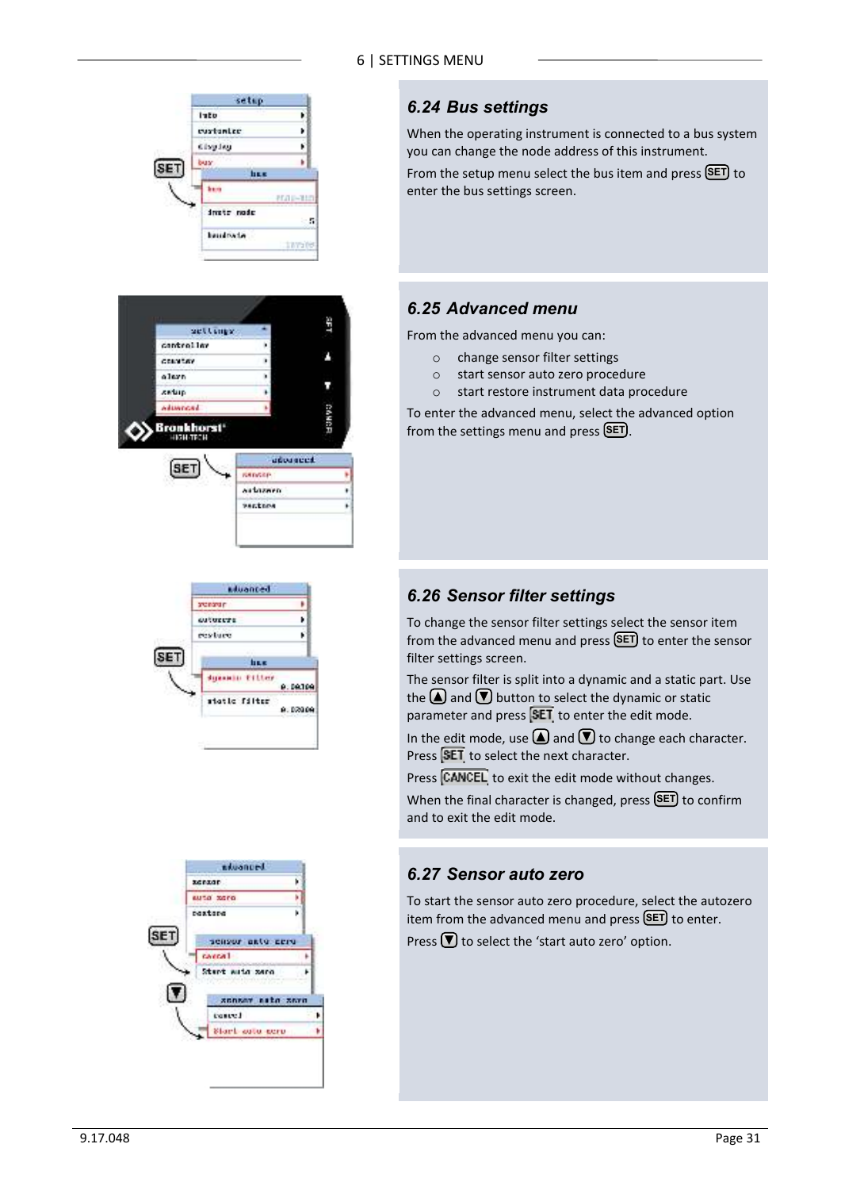## 6.24 Bus settings

When the operating instrument is connected to a bus system you can change the node address of this instrument.

From the setup menu select the bus item and press SET to enter the bus settings screen.

## 6.25 Advanced menu

From the advanced menu you can:

- change sensor filter settings
- start sensor auto zero procedure
- start restore instrument data procedure

To enter the advanced menu, select the advanced option from the settings menu and press SET.

## 6.26 Sensor filter settings

To change the sensor filter settings select the sensor item from the advanced menu and press SET to enter the sensor filter settings screen.

The sensor filter is split into a dynamic and a static part. Use the ▲ and ▼ button to select the dynamic or static parameter and press SET to enter the edit mode.

In the edit mode, use ▲ and ▼ to change each character. Press SET to select the next character.

Press CANCEL to exit the edit mode without changes.

When the final character is changed, press SET to confirm and to exit the edit mode.

## 6.27 Sensor auto zero

To start the sensor auto zero procedure, select the autozero item from the advanced menu and press SET to enter.

Press ▼ to select the 'start auto zero' option.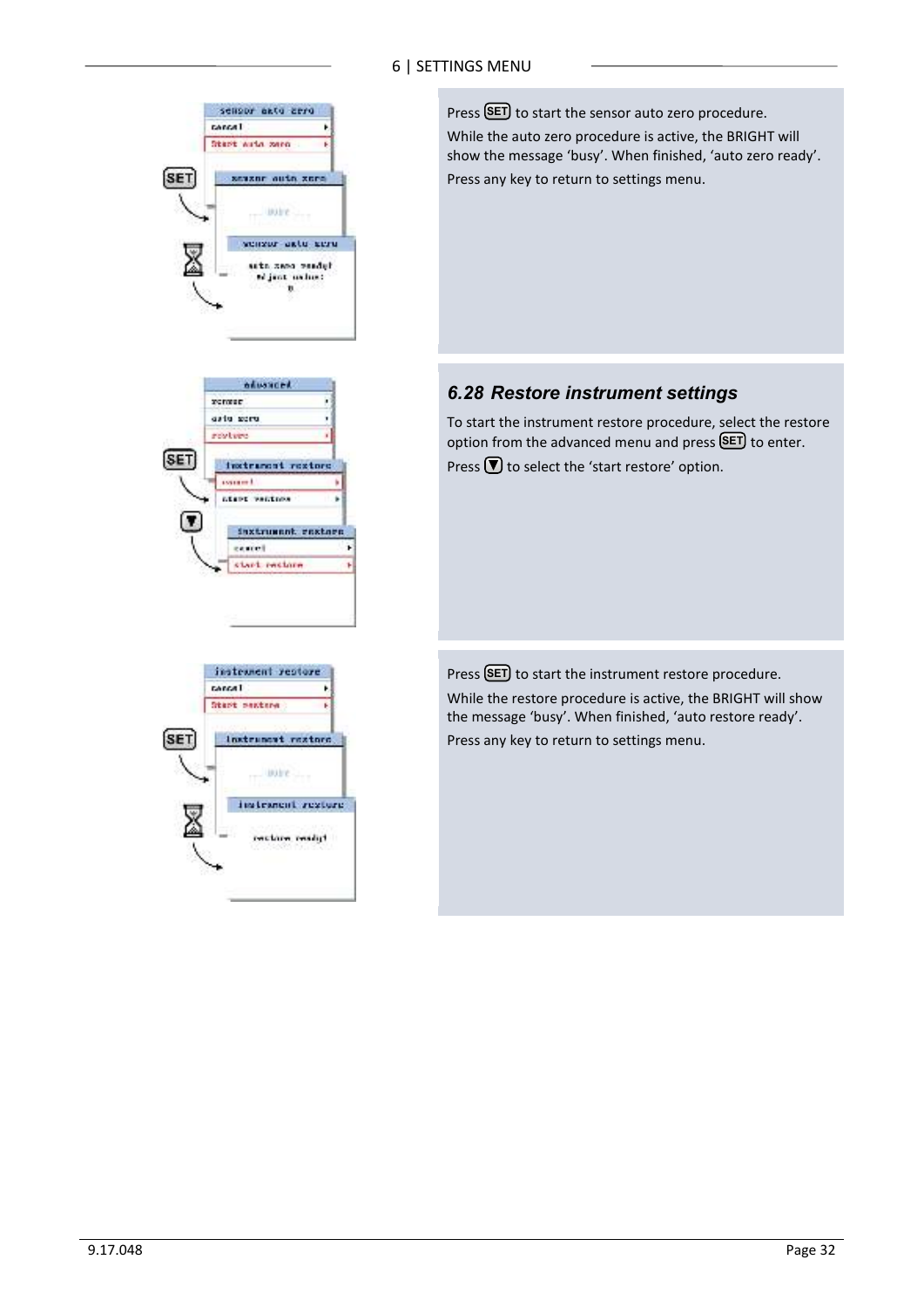Press SET to start the sensor auto zero procedure.

While the auto zero procedure is active, the BRIGHT will show the message ‘busy’. When finished, ‘auto zero ready’.

Press any key to return to settings menu.

### 6.28 Restore instrument settings

To start the instrument restore procedure, select the restore option from the advanced menu and press SET to enter.

Press ▼ to select the ‘start restore’ option.

Press SET to start the instrument restore procedure.

While the restore procedure is active, the BRIGHT will show the message ‘busy’. When finished, ‘auto restore ready’.

Press any key to return to settings menu.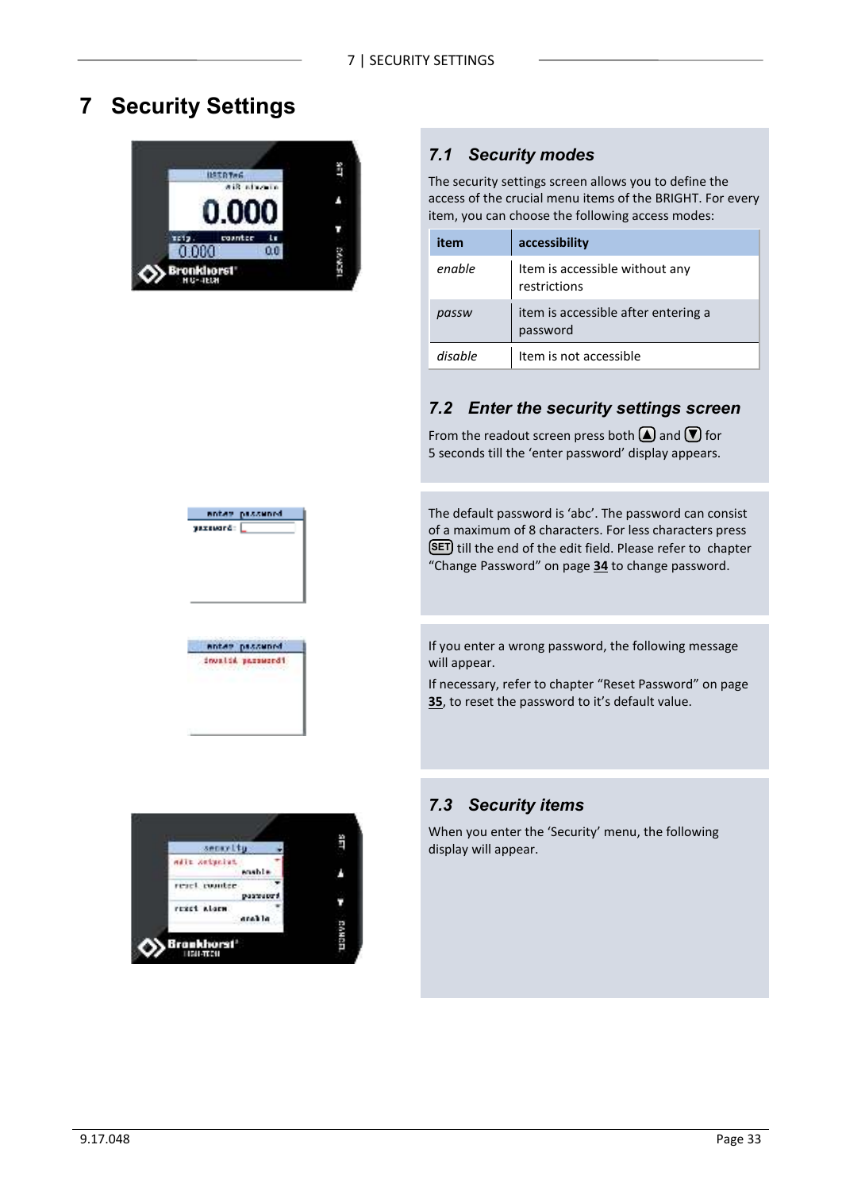# 7 Security Settings

## 7.1 Security modes

The security settings screen allows you to define the access of the crucial menu items of the BRIGHT. For every item, you can choose the following access modes:

| item | accessibility |
|---|---|
| *enable* | Item is accessible without any restrictions |
| *passw* | item is accessible after entering a password |
| *disable* | Item is not accessible |

## 7.2 Enter the security settings screen

From the readout screen press both ▲ and ▼ for 5 seconds till the 'enter password' display appears.

The default password is 'abc'. The password can consist of a maximum of 8 characters. For less characters press SET till the end of the edit field. Please refer to chapter "Change Password" on page **34** to change password.

If you enter a wrong password, the following message will appear.

If necessary, refer to chapter "Reset Password" on page **35**, to reset the password to it's default value.

## 7.3 Security items

When you enter the 'Security' menu, the following display will appear.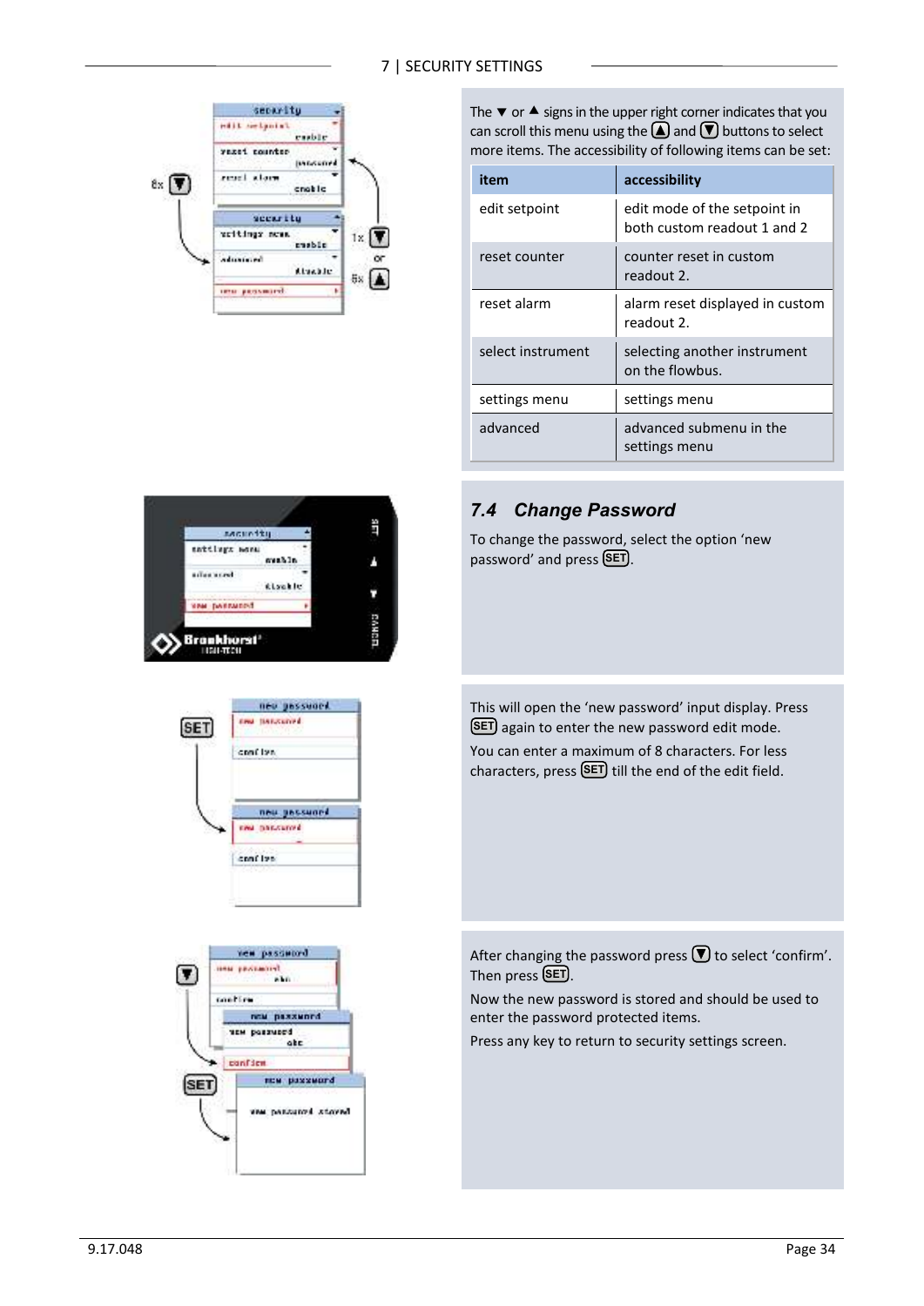The ▼ or ▲ signs in the upper right corner indicates that you can scroll this menu using the ▲ and ▼ buttons to select more items. The accessibility of following items can be set:

| item | accessibility |
|---|---|
| edit setpoint | edit mode of the setpoint in both custom readout 1 and 2 |
| reset counter | counter reset in custom readout 2. |
| reset alarm | alarm reset displayed in custom readout 2. |
| select instrument | selecting another instrument on the flowbus. |
| settings menu | settings menu |
| advanced | advanced submenu in the settings menu |

## 7.4 *Change Password*

To change the password, select the option 'new password' and press SET.

This will open the 'new password' input display. Press SET again to enter the new password edit mode.

You can enter a maximum of 8 characters. For less characters, press SET till the end of the edit field.

After changing the password press ▼ to select 'confirm'. Then press SET.

Now the new password is stored and should be used to enter the password protected items.

Press any key to return to security settings screen.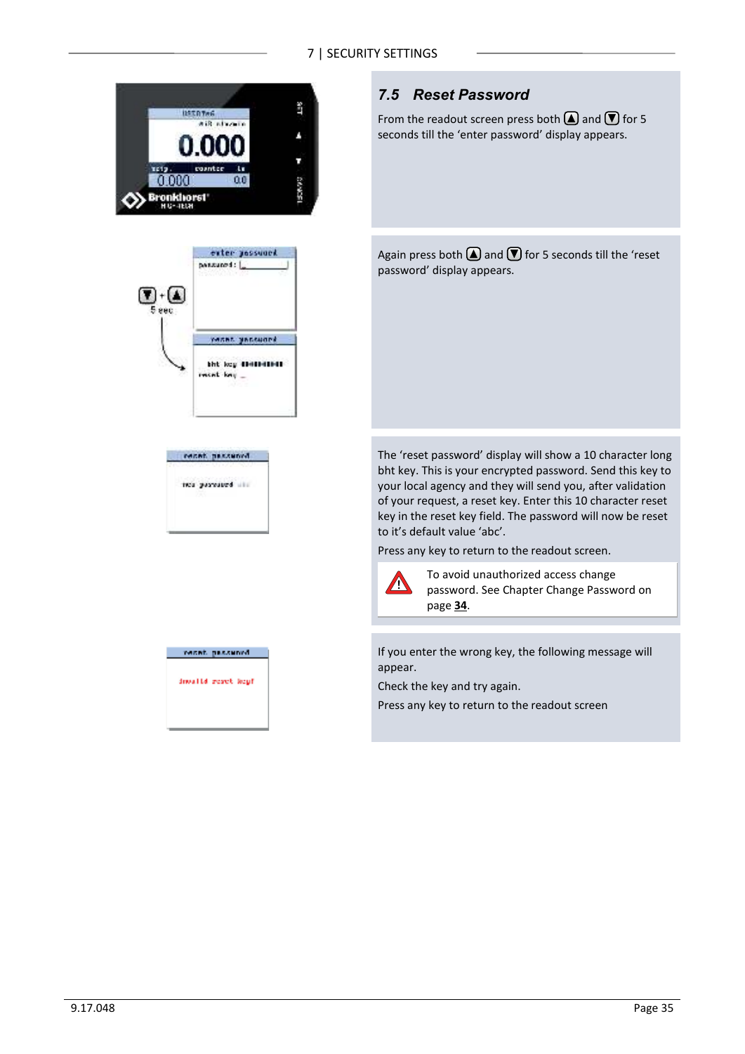## 7.5 Reset Password

From the readout screen press both ▲ and ▼ for 5 seconds till the 'enter password' display appears.

Again press both ▲ and ▼ for 5 seconds till the 'reset password' display appears.

The 'reset password' display will show a 10 character long bht key. This is your encrypted password. Send this key to your local agency and they will send you, after validation of your request, a reset key. Enter this 10 character reset key in the reset key field. The password will now be reset to it's default value 'abc'.

Press any key to return to the readout screen.

> ⚠ To avoid unauthorized access change password. See Chapter Change Password on page **34**.

If you enter the wrong key, the following message will appear.

Check the key and try again.

Press any key to return to the readout screen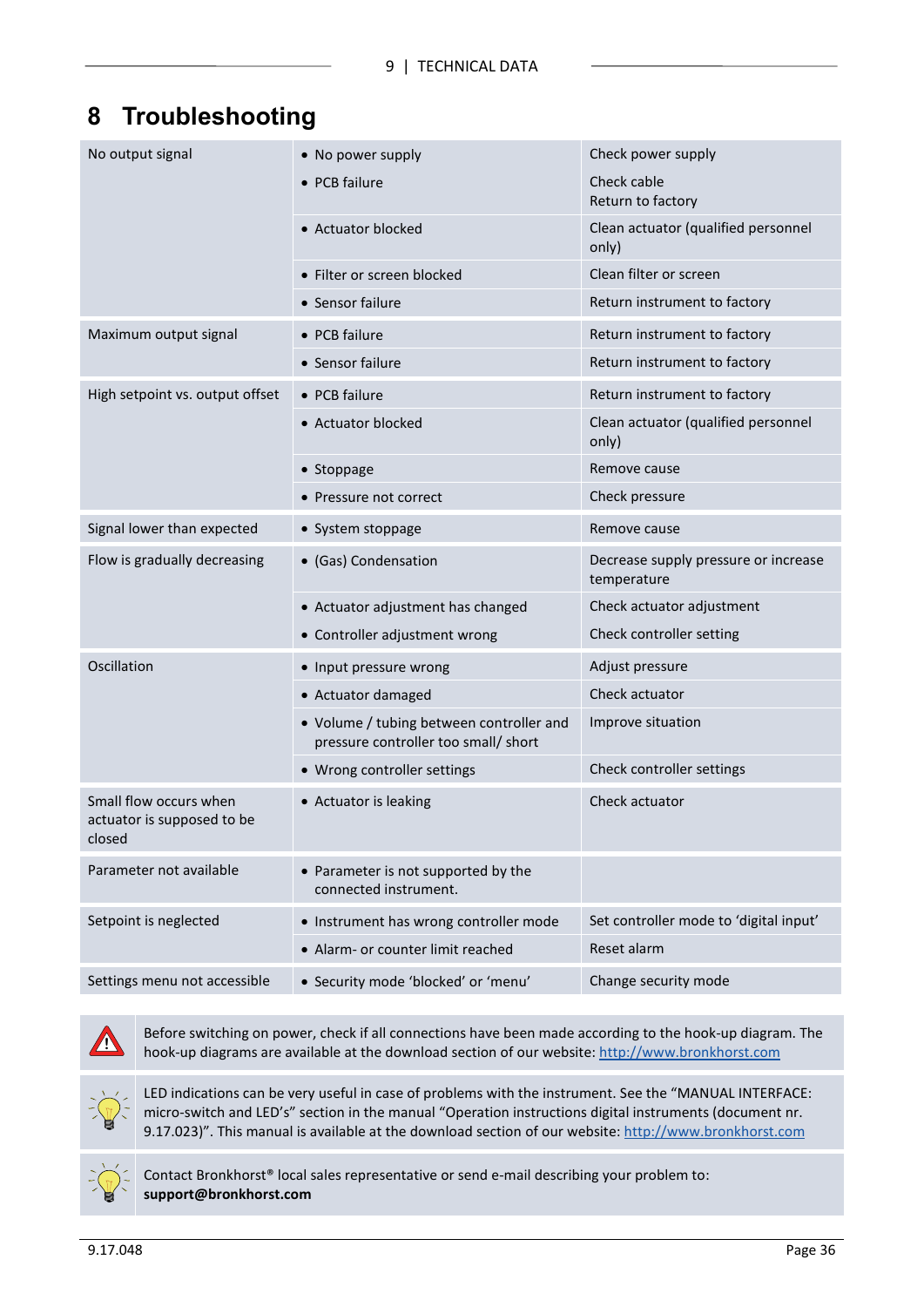# 8 Troubleshooting

| Symptom | Possible cause | Action |
|---|---|---|
| No output signal | • No power supply | Check power supply |
| | • PCB failure | Check cable<br>Return to factory |
| | • Actuator blocked | Clean actuator (qualified personnel only) |
| | • Filter or screen blocked | Clean filter or screen |
| | • Sensor failure | Return instrument to factory |
| Maximum output signal | • PCB failure | Return instrument to factory |
| | • Sensor failure | Return instrument to factory |
| High setpoint vs. output offset | • PCB failure | Return instrument to factory |
| | • Actuator blocked | Clean actuator (qualified personnel only) |
| | • Stoppage | Remove cause |
| | • Pressure not correct | Check pressure |
| Signal lower than expected | • System stoppage | Remove cause |
| Flow is gradually decreasing | • (Gas) Condensation | Decrease supply pressure or increase temperature |
| | • Actuator adjustment has changed | Check actuator adjustment |
| | • Controller adjustment wrong | Check controller setting |
| Oscillation | • Input pressure wrong | Adjust pressure |
| | • Actuator damaged | Check actuator |
| | • Volume / tubing between controller and pressure controller too small/ short | Improve situation |
| | • Wrong controller settings | Check controller settings |
| Small flow occurs when actuator is supposed to be closed | • Actuator is leaking | Check actuator |
| Parameter not available | • Parameter is not supported by the connected instrument. | |
| Setpoint is neglected | • Instrument has wrong controller mode | Set controller mode to 'digital input' |
| | • Alarm- or counter limit reached | Reset alarm |
| Settings menu not accessible | • Security mode 'blocked' or 'menu' | Change security mode |

Before switching on power, check if all connections have been made according to the hook-up diagram. The hook-up diagrams are available at the download section of our website: http://www.bronkhorst.com

LED indications can be very useful in case of problems with the instrument. See the "MANUAL INTERFACE: micro-switch and LED's" section in the manual "Operation instructions digital instruments (document nr. 9.17.023)". This manual is available at the download section of our website: http://www.bronkhorst.com

Contact Bronkhorst® local sales representative or send e-mail describing your problem to: **support@bronkhorst.com**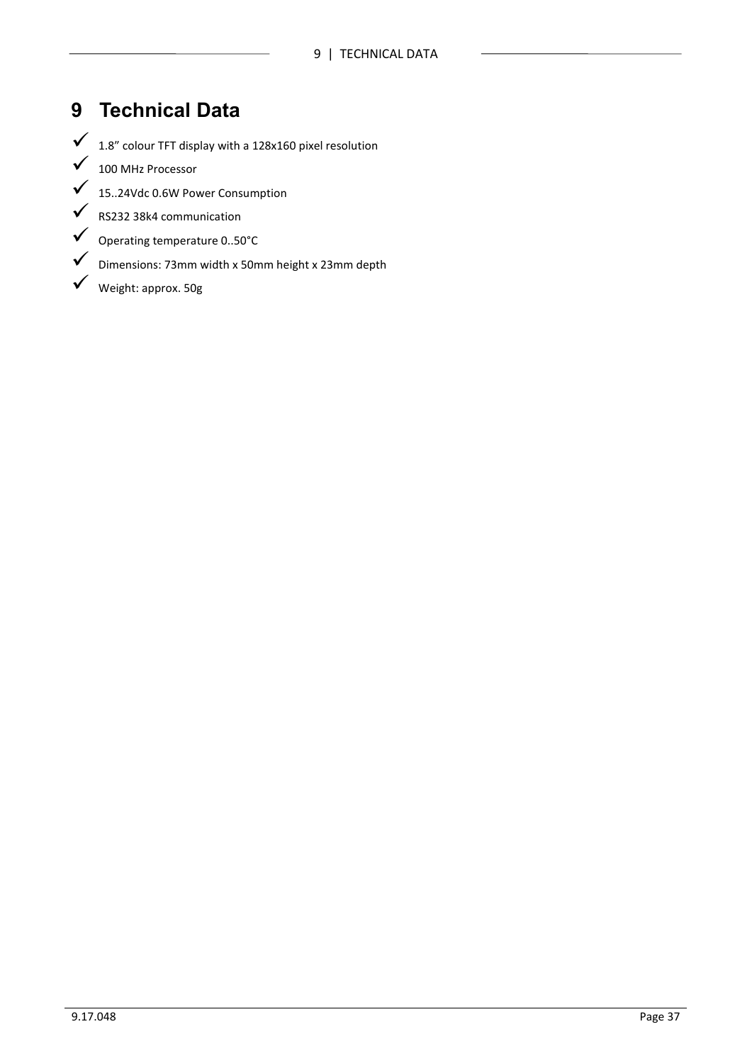# 9 Technical Data

- ✓ 1.8” colour TFT display with a 128x160 pixel resolution
- ✓ 100 MHz Processor
- ✓ 15..24Vdc 0.6W Power Consumption
- ✓ RS232 38k4 communication
- ✓ Operating temperature 0..50°C
- ✓ Dimensions: 73mm width x 50mm height x 23mm depth
- ✓ Weight: approx. 50g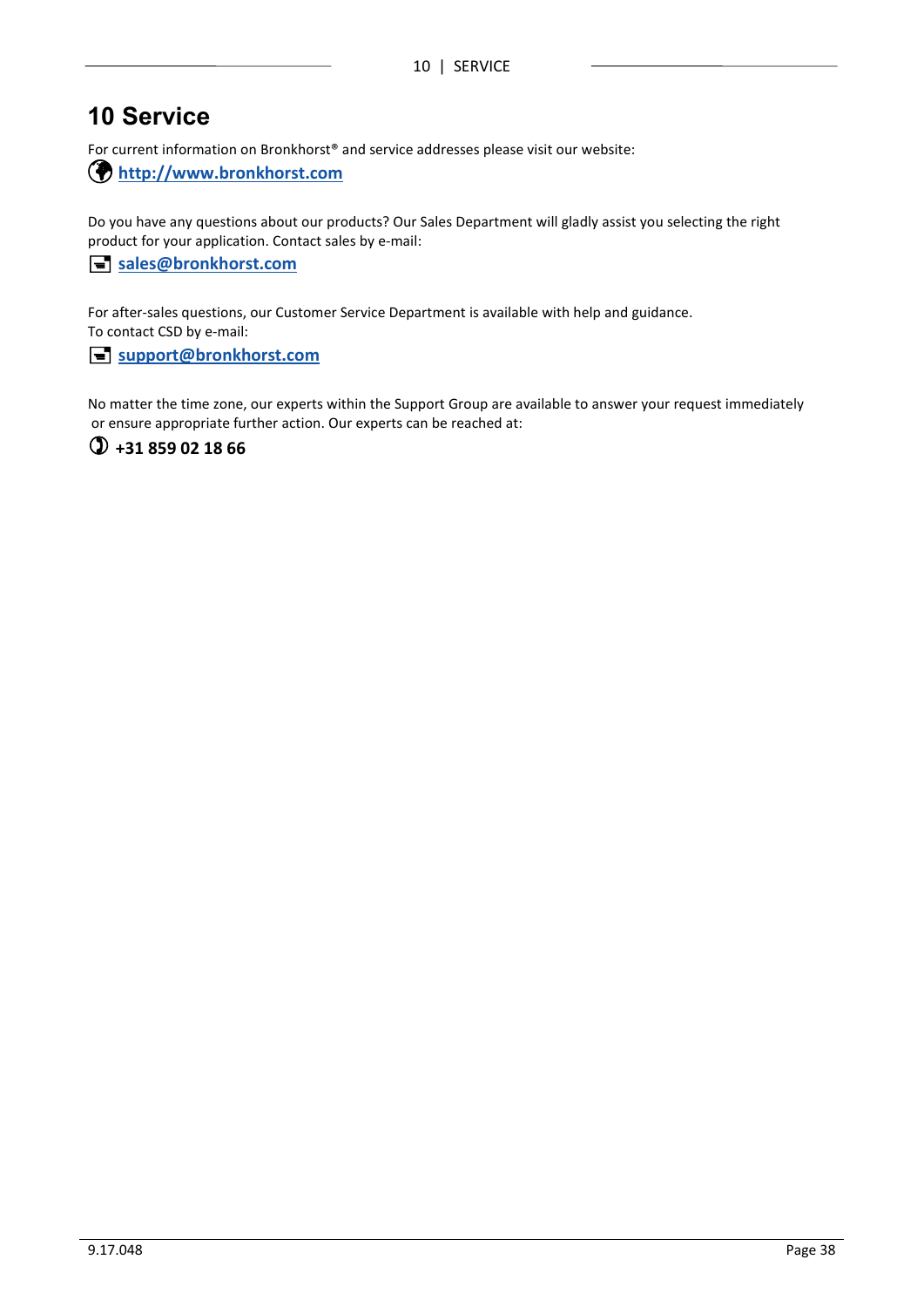# 10 Service

For current information on Bronkhorst® and service addresses please visit our website:

**http://www.bronkhorst.com**

Do you have any questions about our products? Our Sales Department will gladly assist you selecting the right product for your application. Contact sales by e-mail:

**sales@bronkhorst.com**

For after-sales questions, our Customer Service Department is available with help and guidance.
To contact CSD by e-mail:

**support@bronkhorst.com**

No matter the time zone, our experts within the Support Group are available to answer your request immediately or ensure appropriate further action. Our experts can be reached at:

**+31 859 02 18 66**

9.17.048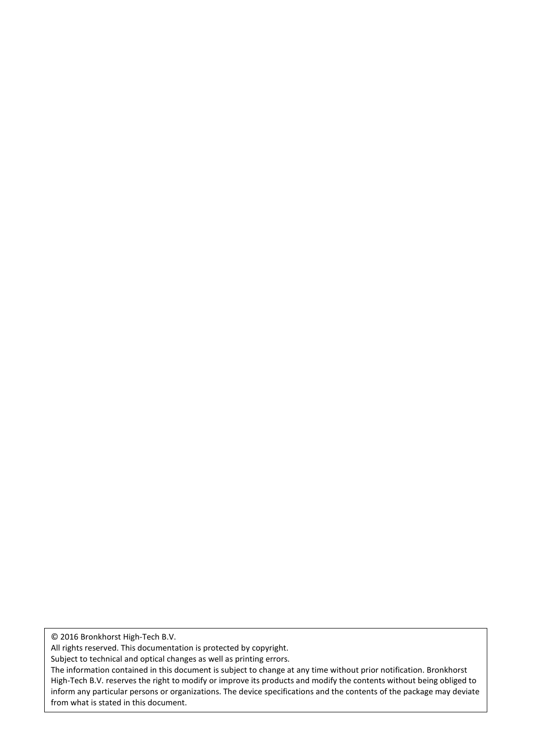© 2016 Bronkhorst High-Tech B.V.

All rights reserved. This documentation is protected by copyright.

Subject to technical and optical changes as well as printing errors.

The information contained in this document is subject to change at any time without prior notification. Bronkhorst High-Tech B.V. reserves the right to modify or improve its products and modify the contents without being obliged to inform any particular persons or organizations. The device specifications and the contents of the package may deviate from what is stated in this document.